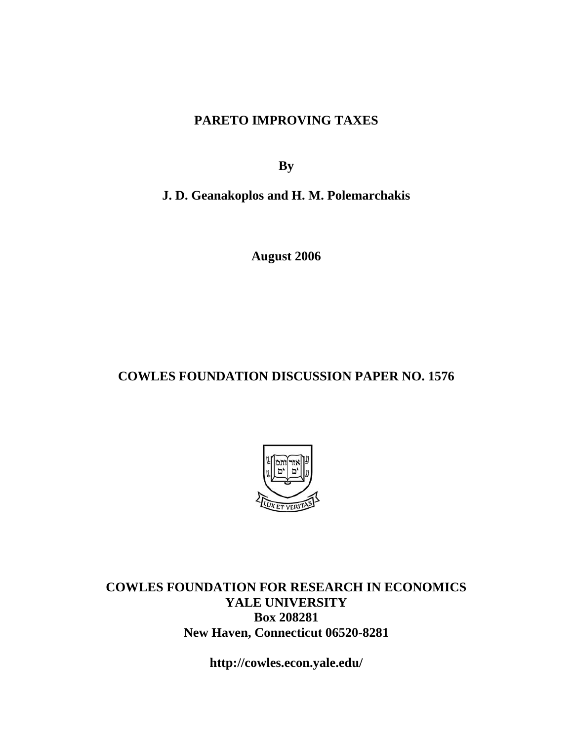# PARETO IMPROVING TAXES

**By**

**J. D. Geanakoplos and H. M. Polemarchakis**

**August 2006**

**COWLES FOUNDATION DISCUSSION PAPER NO. 1576**

**COWLES FOUNDATION FOR RESEARCH IN ECONOMICS**
**YALE UNIVERSITY**
**Box 208281**
**New Haven, Connecticut 06520-8281**

**http://cowles.econ.yale.edu/**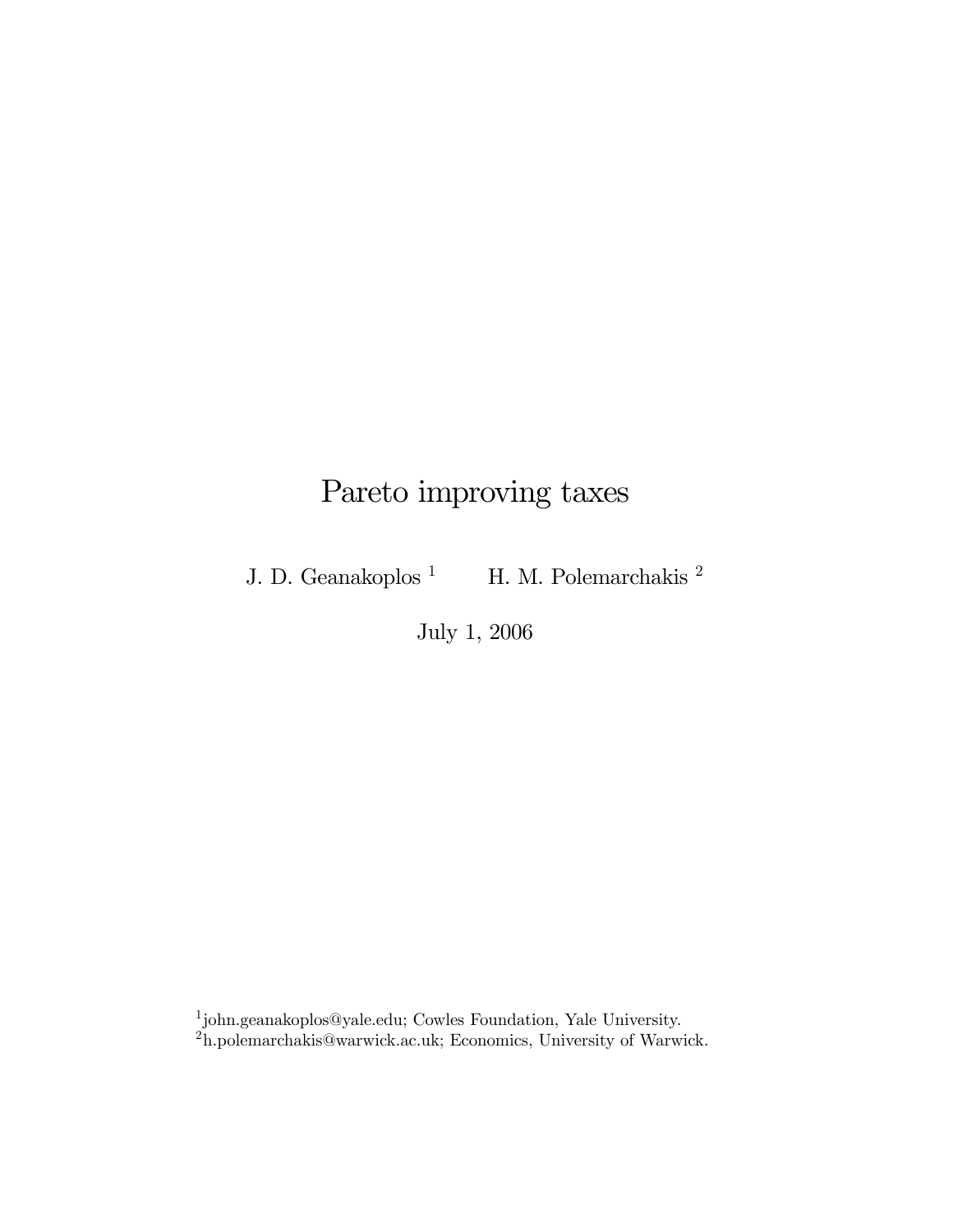# Pareto improving taxes

J. D. Geanakoplos [1] H. M. Polemarchakis [2]

July 1, 2006

[1] john.geanakoplos@yale.edu; Cowles Foundation, Yale University.
[2] h.polemarchakis@warwick.ac.uk; Economics, University of Warwick.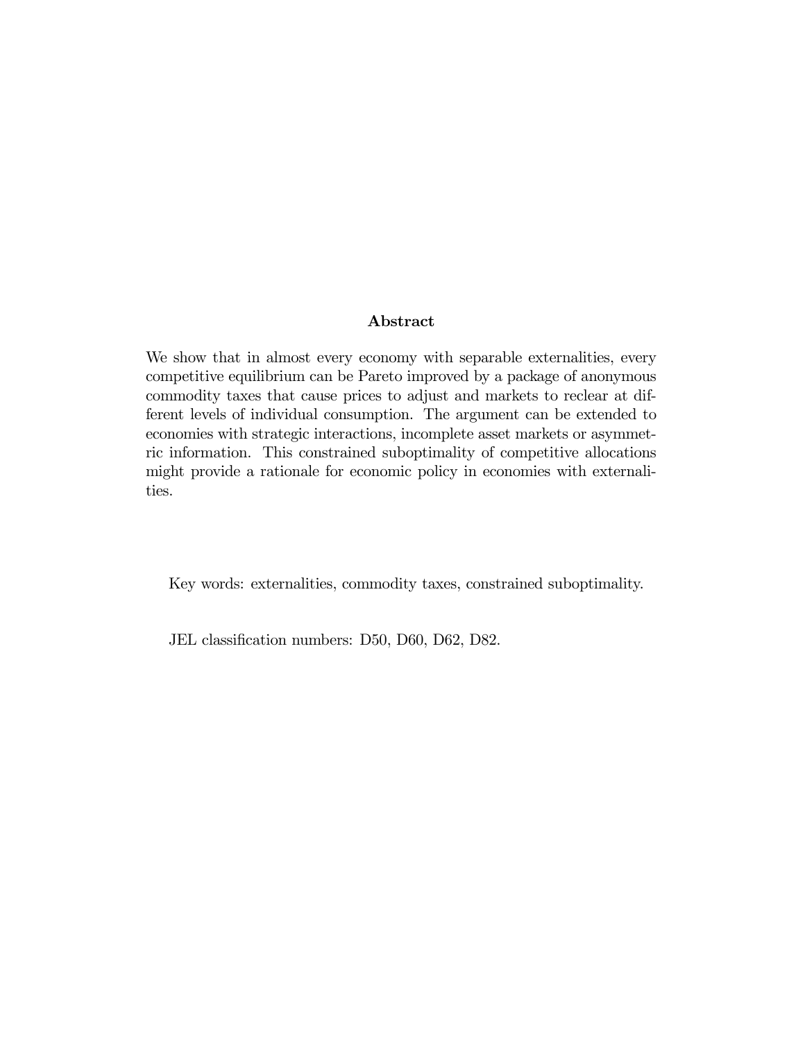## Abstract

We show that in almost every economy with separable externalities, every competitive equilibrium can be Pareto improved by a package of anonymous commodity taxes that cause prices to adjust and markets to reclear at different levels of individual consumption. The argument can be extended to economies with strategic interactions, incomplete asset markets or asymmetric information. This constrained suboptimality of competitive allocations might provide a rationale for economic policy in economies with externalities.

Key words: externalities, commodity taxes, constrained suboptimality.

JEL classification numbers: D50, D60, D62, D82.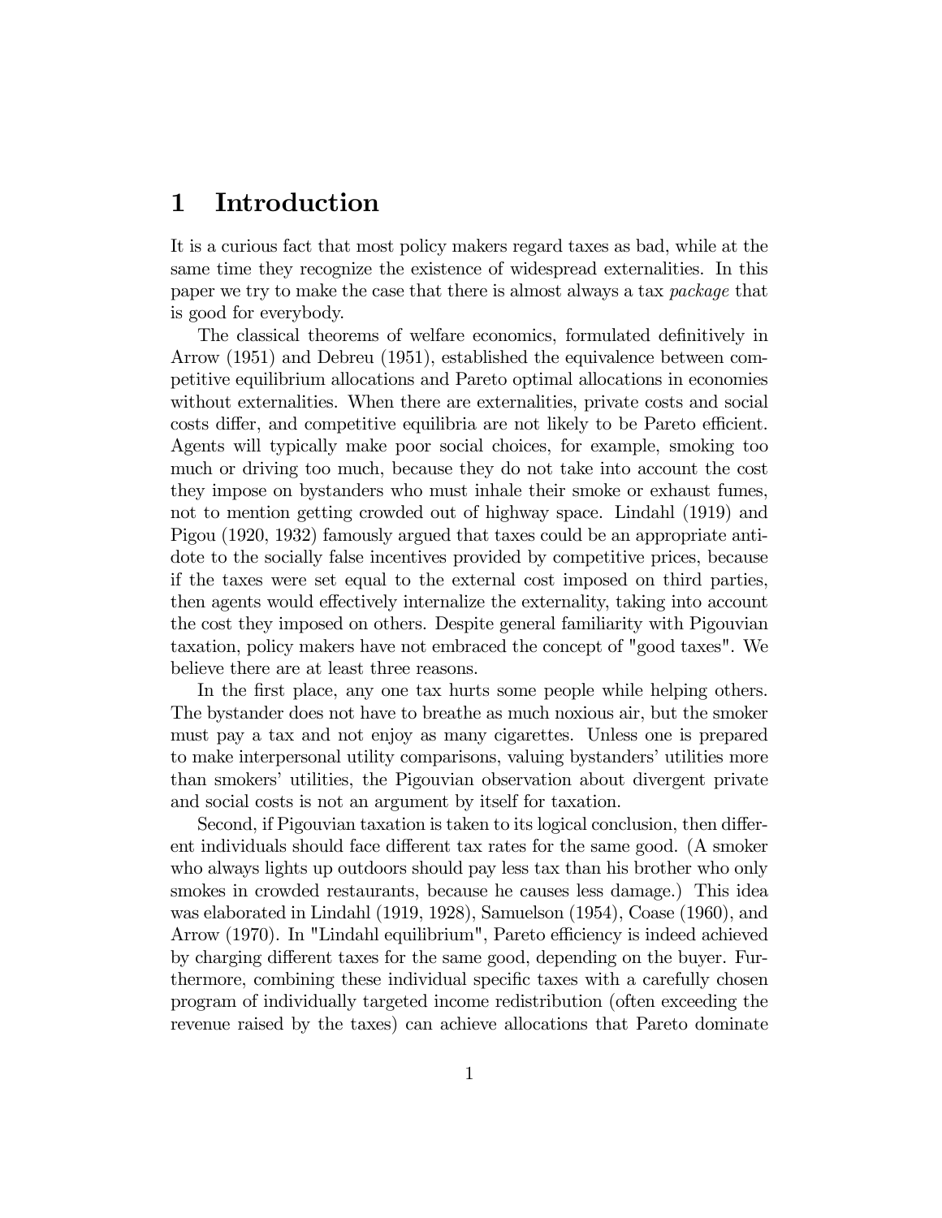# 1 Introduction

It is a curious fact that most policy makers regard taxes as bad, while at the same time they recognize the existence of widespread externalities. In this paper we try to make the case that there is almost always a tax *package* that is good for everybody.

The classical theorems of welfare economics, formulated definitively in Arrow (1951) and Debreu (1951), established the equivalence between competitive equilibrium allocations and Pareto optimal allocations in economies without externalities. When there are externalities, private costs and social costs differ, and competitive equilibria are not likely to be Pareto efficient. Agents will typically make poor social choices, for example, smoking too much or driving too much, because they do not take into account the cost they impose on bystanders who must inhale their smoke or exhaust fumes, not to mention getting crowded out of highway space. Lindahl (1919) and Pigou (1920, 1932) famously argued that taxes could be an appropriate antidote to the socially false incentives provided by competitive prices, because if the taxes were set equal to the external cost imposed on third parties, then agents would effectively internalize the externality, taking into account the cost they imposed on others. Despite general familiarity with Pigouvian taxation, policy makers have not embraced the concept of "good taxes". We believe there are at least three reasons.

In the first place, any one tax hurts some people while helping others. The bystander does not have to breathe as much noxious air, but the smoker must pay a tax and not enjoy as many cigarettes. Unless one is prepared to make interpersonal utility comparisons, valuing bystanders' utilities more than smokers' utilities, the Pigouvian observation about divergent private and social costs is not an argument by itself for taxation.

Second, if Pigouvian taxation is taken to its logical conclusion, then different individuals should face different tax rates for the same good. (A smoker who always lights up outdoors should pay less tax than his brother who only smokes in crowded restaurants, because he causes less damage.) This idea was elaborated in Lindahl (1919, 1928), Samuelson (1954), Coase (1960), and Arrow (1970). In "Lindahl equilibrium", Pareto efficiency is indeed achieved by charging different taxes for the same good, depending on the buyer. Furthermore, combining these individual specific taxes with a carefully chosen program of individually targeted income redistribution (often exceeding the revenue raised by the taxes) can achieve allocations that Pareto dominate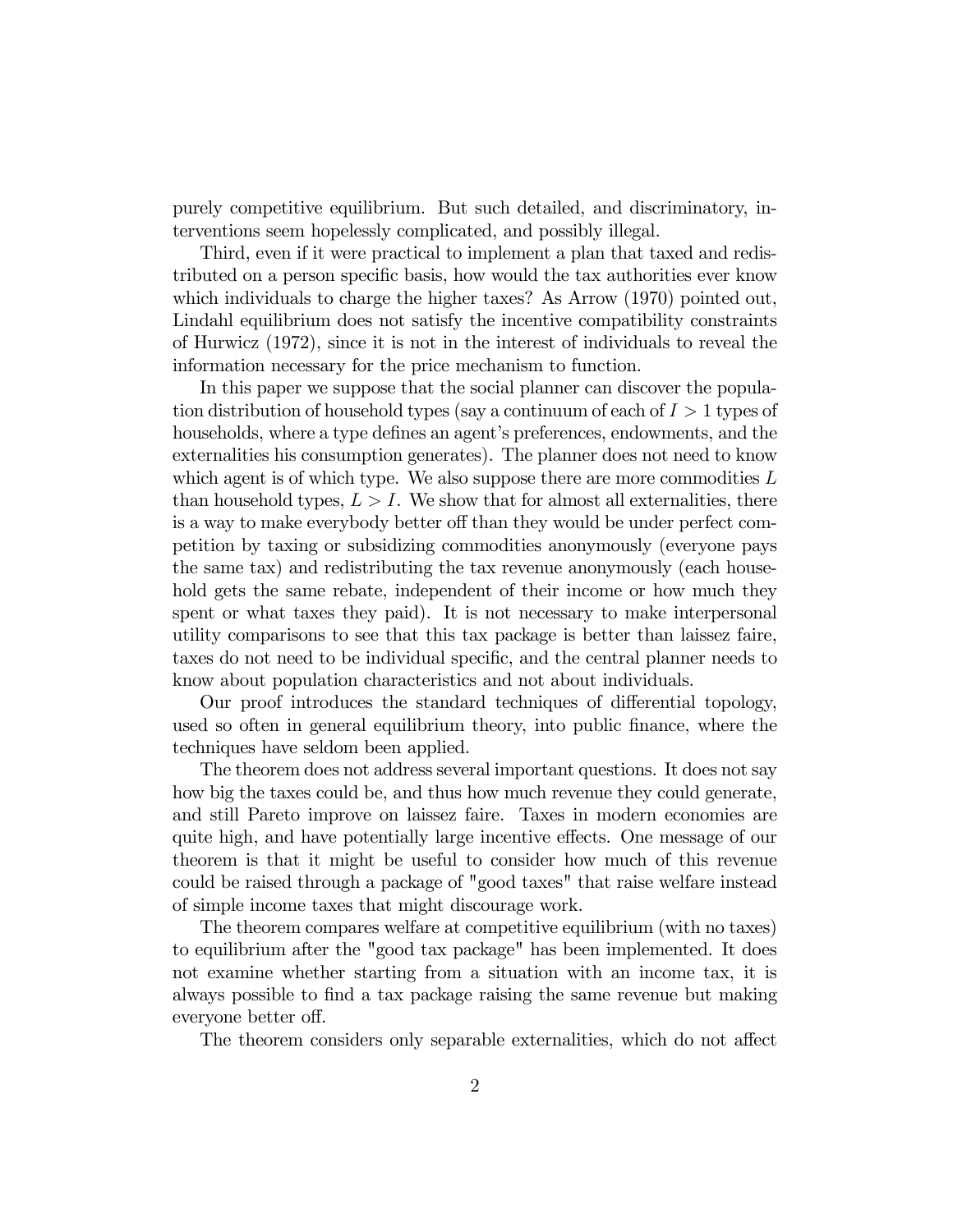purely competitive equilibrium. But such detailed, and discriminatory, interventions seem hopelessly complicated, and possibly illegal.

Third, even if it were practical to implement a plan that taxed and redistributed on a person specific basis, how would the tax authorities ever know which individuals to charge the higher taxes? As Arrow (1970) pointed out, Lindahl equilibrium does not satisfy the incentive compatibility constraints of Hurwicz (1972), since it is not in the interest of individuals to reveal the information necessary for the price mechanism to function.

In this paper we suppose that the social planner can discover the population distribution of household types (say a continuum of each of $I > 1$ types of households, where a type defines an agent's preferences, endowments, and the externalities his consumption generates). The planner does not need to know which agent is of which type. We also suppose there are more commodities $L$ than household types, $L > I$. We show that for almost all externalities, there is a way to make everybody better off than they would be under perfect competition by taxing or subsidizing commodities anonymously (everyone pays the same tax) and redistributing the tax revenue anonymously (each household gets the same rebate, independent of their income or how much they spent or what taxes they paid). It is not necessary to make interpersonal utility comparisons to see that this tax package is better than laissez faire, taxes do not need to be individual specific, and the central planner needs to know about population characteristics and not about individuals.

Our proof introduces the standard techniques of differential topology, used so often in general equilibrium theory, into public finance, where the techniques have seldom been applied.

The theorem does not address several important questions. It does not say how big the taxes could be, and thus how much revenue they could generate, and still Pareto improve on laissez faire. Taxes in modern economies are quite high, and have potentially large incentive effects. One message of our theorem is that it might be useful to consider how much of this revenue could be raised through a package of "good taxes" that raise welfare instead of simple income taxes that might discourage work.

The theorem compares welfare at competitive equilibrium (with no taxes) to equilibrium after the "good tax package" has been implemented. It does not examine whether starting from a situation with an income tax, it is always possible to find a tax package raising the same revenue but making everyone better off.

The theorem considers only separable externalities, which do not affect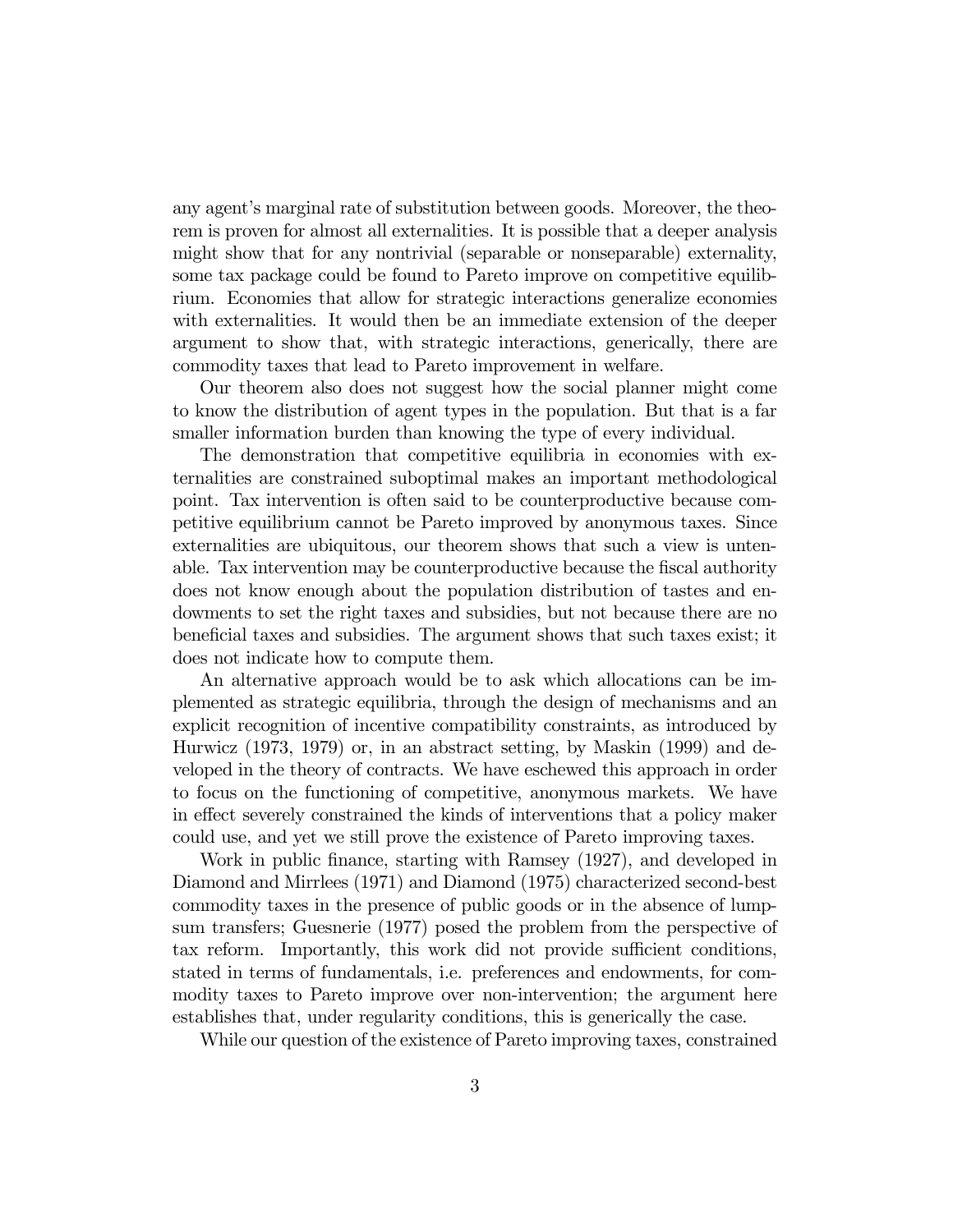any agent's marginal rate of substitution between goods. Moreover, the theorem is proven for almost all externalities. It is possible that a deeper analysis might show that for any nontrivial (separable or nonseparable) externality, some tax package could be found to Pareto improve on competitive equilibrium. Economies that allow for strategic interactions generalize economies with externalities. It would then be an immediate extension of the deeper argument to show that, with strategic interactions, generically, there are commodity taxes that lead to Pareto improvement in welfare.

Our theorem also does not suggest how the social planner might come to know the distribution of agent types in the population. But that is a far smaller information burden than knowing the type of every individual.

The demonstration that competitive equilibria in economies with externalities are constrained suboptimal makes an important methodological point. Tax intervention is often said to be counterproductive because competitive equilibrium cannot be Pareto improved by anonymous taxes. Since externalities are ubiquitous, our theorem shows that such a view is untenable. Tax intervention may be counterproductive because the fiscal authority does not know enough about the population distribution of tastes and endowments to set the right taxes and subsidies, but not because there are no beneficial taxes and subsidies. The argument shows that such taxes exist; it does not indicate how to compute them.

An alternative approach would be to ask which allocations can be implemented as strategic equilibria, through the design of mechanisms and an explicit recognition of incentive compatibility constraints, as introduced by Hurwicz (1973, 1979) or, in an abstract setting, by Maskin (1999) and developed in the theory of contracts. We have eschewed this approach in order to focus on the functioning of competitive, anonymous markets. We have in effect severely constrained the kinds of interventions that a policy maker could use, and yet we still prove the existence of Pareto improving taxes.

Work in public finance, starting with Ramsey (1927), and developed in Diamond and Mirrlees (1971) and Diamond (1975) characterized second-best commodity taxes in the presence of public goods or in the absence of lump-sum transfers; Guesnerie (1977) posed the problem from the perspective of tax reform. Importantly, this work did not provide sufficient conditions, stated in terms of fundamentals, i.e. preferences and endowments, for commodity taxes to Pareto improve over non-intervention; the argument here establishes that, under regularity conditions, this is generically the case.

While our question of the existence of Pareto improving taxes, constrained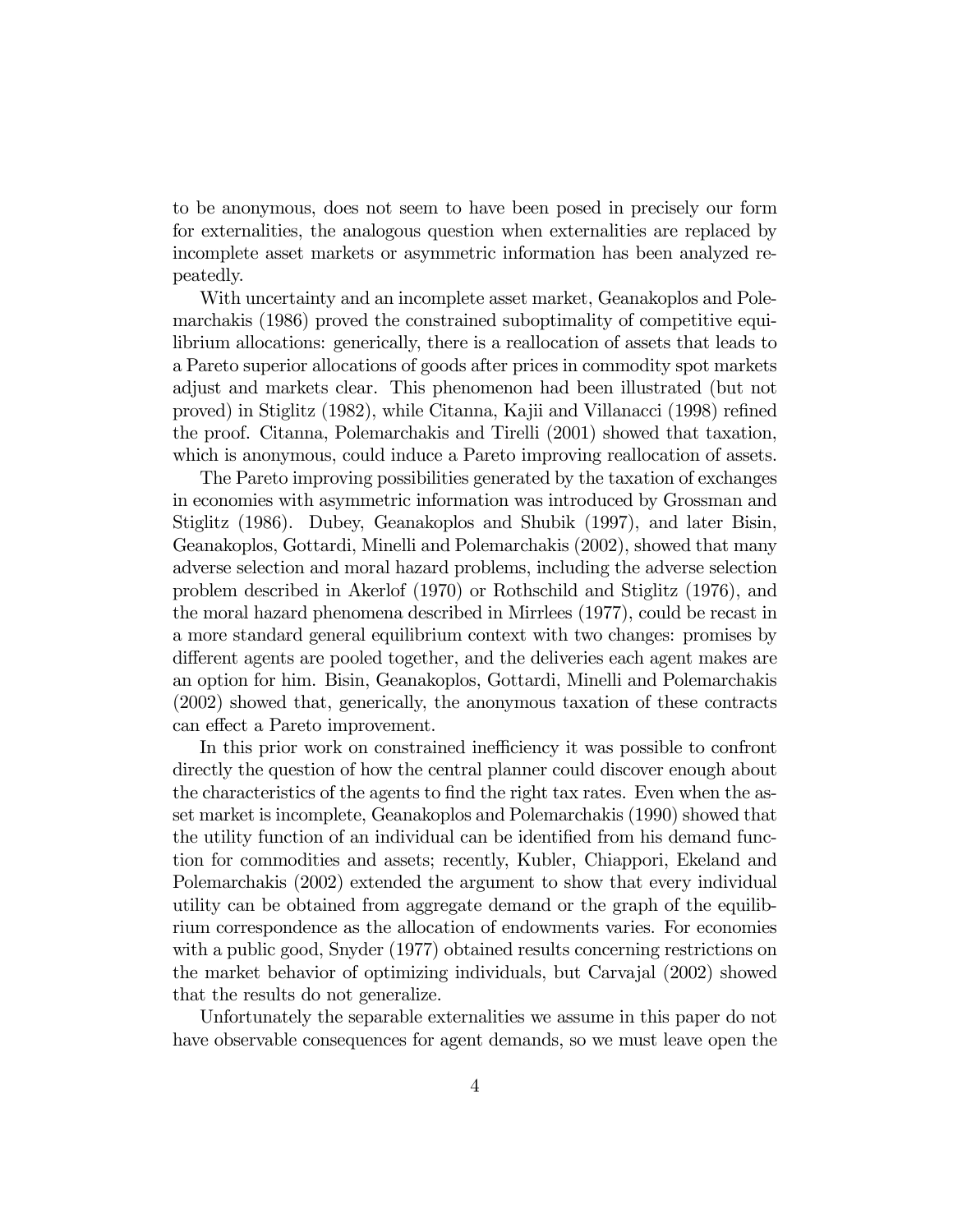to be anonymous, does not seem to have been posed in precisely our form for externalities, the analogous question when externalities are replaced by incomplete asset markets or asymmetric information has been analyzed repeatedly.

With uncertainty and an incomplete asset market, Geanakoplos and Polemarchakis (1986) proved the constrained suboptimality of competitive equilibrium allocations: generically, there is a reallocation of assets that leads to a Pareto superior allocations of goods after prices in commodity spot markets adjust and markets clear. This phenomenon had been illustrated (but not proved) in Stiglitz (1982), while Citanna, Kajii and Villanacci (1998) refined the proof. Citanna, Polemarchakis and Tirelli (2001) showed that taxation, which is anonymous, could induce a Pareto improving reallocation of assets.

The Pareto improving possibilities generated by the taxation of exchanges in economies with asymmetric information was introduced by Grossman and Stiglitz (1986). Dubey, Geanakoplos and Shubik (1997), and later Bisin, Geanakoplos, Gottardi, Minelli and Polemarchakis (2002), showed that many adverse selection and moral hazard problems, including the adverse selection problem described in Akerlof (1970) or Rothschild and Stiglitz (1976), and the moral hazard phenomena described in Mirrlees (1977), could be recast in a more standard general equilibrium context with two changes: promises by different agents are pooled together, and the deliveries each agent makes are an option for him. Bisin, Geanakoplos, Gottardi, Minelli and Polemarchakis (2002) showed that, generically, the anonymous taxation of these contracts can effect a Pareto improvement.

In this prior work on constrained inefficiency it was possible to confront directly the question of how the central planner could discover enough about the characteristics of the agents to find the right tax rates. Even when the asset market is incomplete, Geanakoplos and Polemarchakis (1990) showed that the utility function of an individual can be identified from his demand function for commodities and assets; recently, Kubler, Chiappori, Ekeland and Polemarchakis (2002) extended the argument to show that every individual utility can be obtained from aggregate demand or the graph of the equilibrium correspondence as the allocation of endowments varies. For economies with a public good, Snyder (1977) obtained results concerning restrictions on the market behavior of optimizing individuals, but Carvajal (2002) showed that the results do not generalize.

Unfortunately the separable externalities we assume in this paper do not have observable consequences for agent demands, so we must leave open the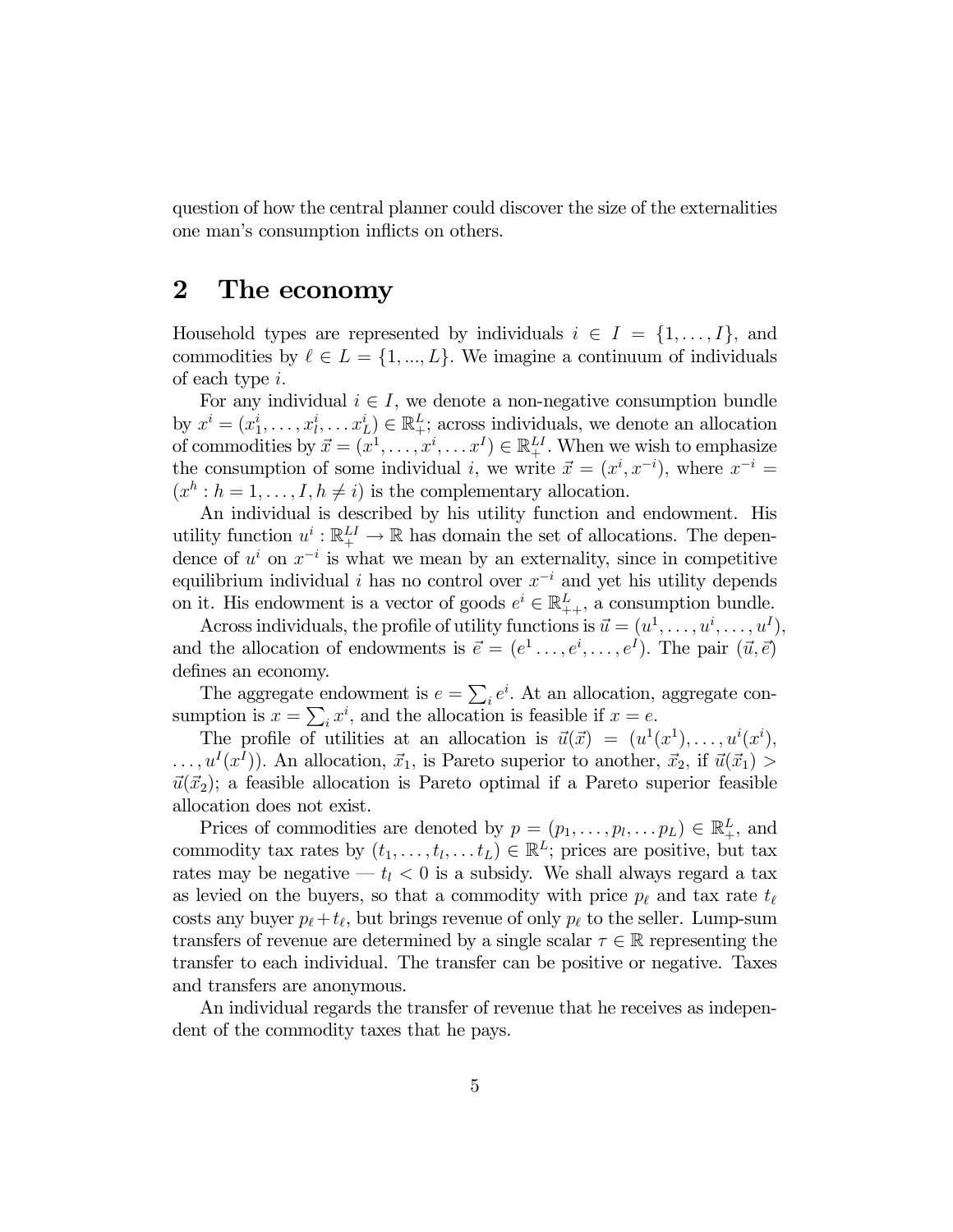question of how the central planner could discover the size of the externalities one man's consumption inflicts on others.

## 2 The economy

Household types are represented by individuals $i \in I = \{1, \ldots, I\}$, and commodities by $\ell \in L = \{1, ..., L\}$. We imagine a continuum of individuals of each type $i$.

For any individual $i \in I$, we denote a non-negative consumption bundle by $x^i = (x_1^i, \ldots, x_l^i, \ldots x_L^i) \in \mathbb{R}_+^L$; across individuals, we denote an allocation of commodities by $\vec{x} = (x^1, \ldots, x^i, \ldots x^I) \in \mathbb{R}_+^{LI}$. When we wish to emphasize the consumption of some individual $i$, we write $\vec{x} = (x^i, x^{-i})$, where $x^{-i} = (x^h : h = 1, \ldots, I, h \neq i)$ is the complementary allocation.

An individual is described by his utility function and endowment. His utility function $u^i : \mathbb{R}_+^{LI} \to \mathbb{R}$ has domain the set of allocations. The dependence of $u^i$ on $x^{-i}$ is what we mean by an externality, since in competitive equilibrium individual $i$ has no control over $x^{-i}$ and yet his utility depends on it. His endowment is a vector of goods $e^i \in \mathbb{R}_{++}^L$, a consumption bundle.

Across individuals, the profile of utility functions is $\vec{u} = (u^1, \ldots, u^i, \ldots, u^I)$, and the allocation of endowments is $\vec{e} = (e^1 \ldots, e^i, \ldots, e^I)$. The pair $(\vec{u}, \vec{e})$ defines an economy.

The aggregate endowment is $e = \sum_i e^i$. At an allocation, aggregate consumption is $x = \sum_i x^i$, and the allocation is feasible if $x = e$.

The profile of utilities at an allocation is $\vec{u}(\vec{x}) = (u^1(x^1), \ldots, u^i(x^i), \ldots, u^I(x^I))$. An allocation, $\vec{x}_1$, is Pareto superior to another, $\vec{x}_2$, if $\vec{u}(\vec{x}_1) > \vec{u}(\vec{x}_2)$; a feasible allocation is Pareto optimal if a Pareto superior feasible allocation does not exist.

Prices of commodities are denoted by $p = (p_1, \ldots, p_l, \ldots p_L) \in \mathbb{R}_+^L$, and commodity tax rates by $(t_1, \ldots, t_l, \ldots t_L) \in \mathbb{R}^L$; prices are positive, but tax rates may be negative — $t_l < 0$ is a subsidy. We shall always regard a tax as levied on the buyers, so that a commodity with price $p_\ell$ and tax rate $t_\ell$ costs any buyer $p_\ell + t_\ell$, but brings revenue of only $p_\ell$ to the seller. Lump-sum transfers of revenue are determined by a single scalar $\tau \in \mathbb{R}$ representing the transfer to each individual. The transfer can be positive or negative. Taxes and transfers are anonymous.

An individual regards the transfer of revenue that he receives as independent of the commodity taxes that he pays.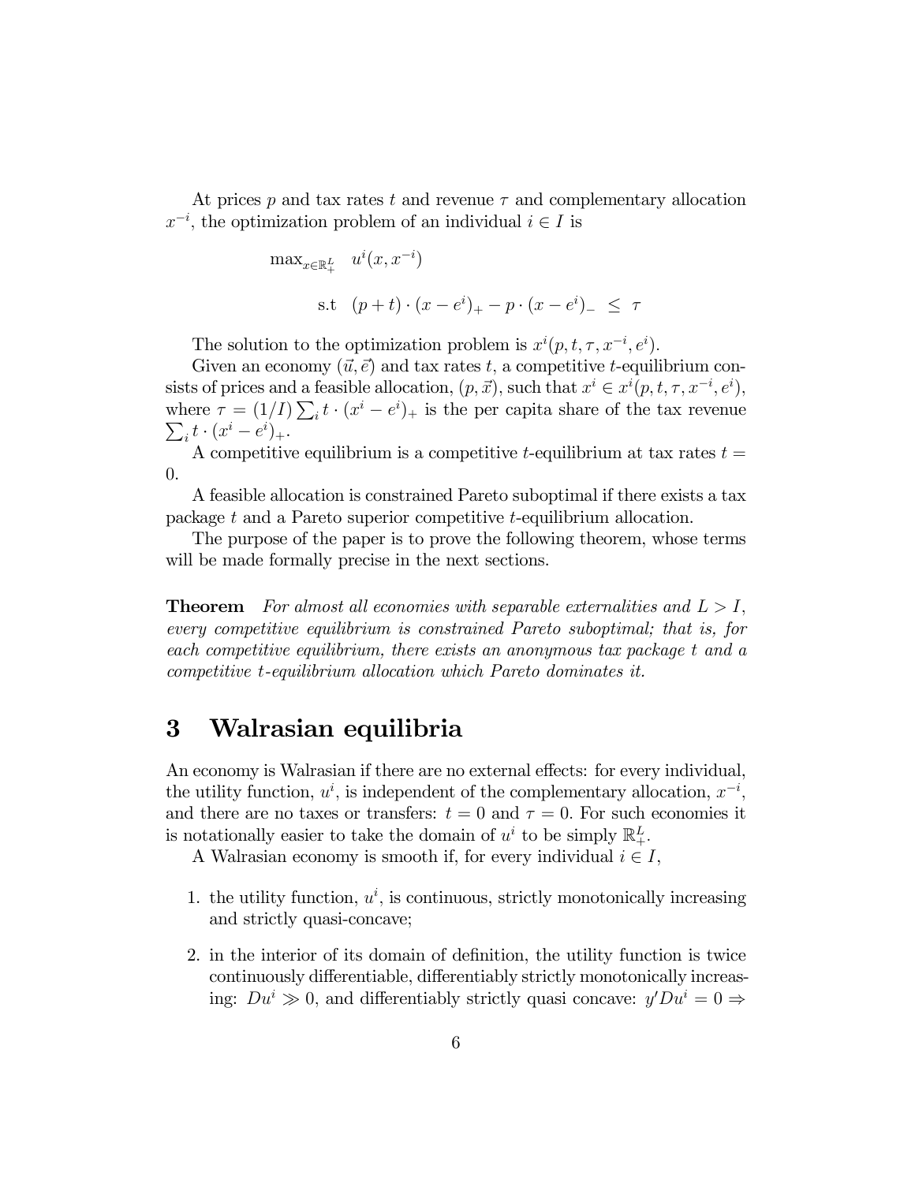At prices $p$ and tax rates $t$ and revenue $\tau$ and complementary allocation $x^{-i}$, the optimization problem of an individual $i \in I$ is

$$\max_{x \in \mathbb{R}^L_+} \quad u^i(x, x^{-i})$$

$$\text{s.t} \quad (p+t) \cdot (x - e^i)_+ - p \cdot (x - e^i)_- \ \leq \ \tau$$

The solution to the optimization problem is $x^i(p, t, \tau, x^{-i}, e^i)$.

Given an economy $(\vec{u}, \vec{e})$ and tax rates $t$, a competitive $t$-equilibrium consists of prices and a feasible allocation, $(p, \vec{x})$, such that $x^i \in x^i(p, t, \tau, x^{-i}, e^i)$, where $\tau = (1/I) \sum_i t \cdot (x^i - e^i)_+$ is the per capita share of the tax revenue $\sum_i t \cdot (x^i - e^i)_+$.

A competitive equilibrium is a competitive $t$-equilibrium at tax rates $t = 0$.

A feasible allocation is constrained Pareto suboptimal if there exists a tax package $t$ and a Pareto superior competitive $t$-equilibrium allocation.

The purpose of the paper is to prove the following theorem, whose terms will be made formally precise in the next sections.

**Theorem** *For almost all economies with separable externalities and $L > I$, every competitive equilibrium is constrained Pareto suboptimal; that is, for each competitive equilibrium, there exists an anonymous tax package $t$ and a competitive $t$-equilibrium allocation which Pareto dominates it.*

# 3 Walrasian equilibria

An economy is Walrasian if there are no external effects: for every individual, the utility function, $u^i$, is independent of the complementary allocation, $x^{-i}$, and there are no taxes or transfers: $t = 0$ and $\tau = 0$. For such economies it is notationally easier to take the domain of $u^i$ to be simply $\mathbb{R}^L_+$.

A Walrasian economy is smooth if, for every individual $i \in I$,

1. the utility function, $u^i$, is continuous, strictly monotonically increasing and strictly quasi-concave;
2. in the interior of its domain of definition, the utility function is twice continuously differentiable, differentiably strictly monotonically increasing: $Du^i \gg 0$, and differentiably strictly quasi concave: $y'Du^i = 0 \Rightarrow$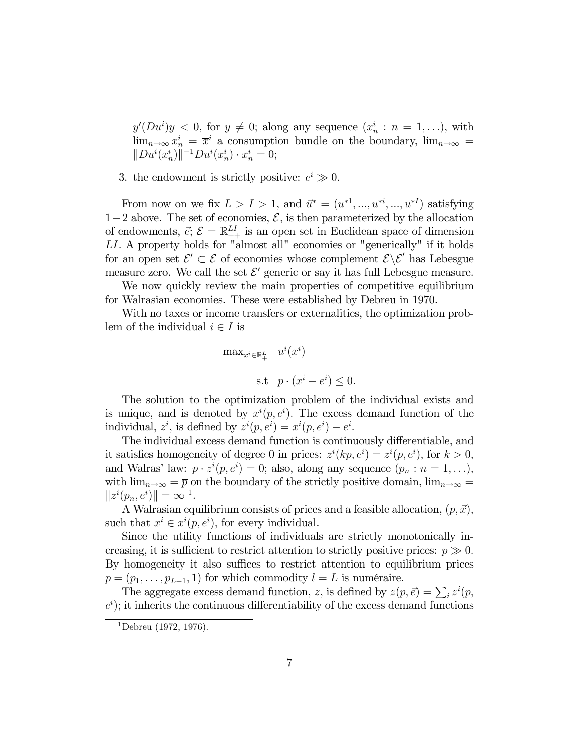$y'(Du^i)y < 0$, for $y \neq 0$; along any sequence $(x^i_n : n = 1, \ldots)$, with $\lim_{n\to\infty} x^i_n = \overline{x}^i$ a consumption bundle on the boundary, $\lim_{n\to\infty} = \|Du^i(x^i_n)\|^{-1} Du^i(x^i_n) \cdot x^i_n = 0$;

3. the endowment is strictly positive: $e^i \gg 0$.

From now on we fix $L > I > 1$, and $\vec{u}^* = (u^{*1}, ..., u^{*i}, ..., u^{*I})$ satisfying $1-2$ above. The set of economies, $\mathcal{E}$, is then parameterized by the allocation of endowments, $\vec{e}$; $\mathcal{E} = \mathbb{R}^{LI}_{++}$ is an open set in Euclidean space of dimension $LI$. A property holds for "almost all" economies or "generically" if it holds for an open set $\mathcal{E}' \subset \mathcal{E}$ of economies whose complement $\mathcal{E} \backslash \mathcal{E}'$ has Lebesgue measure zero. We call the set $\mathcal{E}'$ generic or say it has full Lebesgue measure.

We now quickly review the main properties of competitive equilibrium for Walrasian economies. These were established by Debreu in 1970.

With no taxes or income transfers or externalities, the optimization problem of the individual $i \in I$ is

$$\max_{x^i \in \mathbb{R}^L_+} \quad u^i(x^i)$$

$$\text{s.t} \quad p \cdot (x^i - e^i) \leq 0.$$

The solution to the optimization problem of the individual exists and is unique, and is denoted by $x^i(p, e^i)$. The excess demand function of the individual, $z^i$, is defined by $z^i(p, e^i) = x^i(p, e^i) - e^i$.

The individual excess demand function is continuously differentiable, and it satisfies homogeneity of degree 0 in prices: $z^i(kp, e^i) = z^i(p, e^i)$, for $k > 0$, and Walras' law: $p \cdot z^i(p, e^i) = 0$; also, along any sequence $(p_n : n = 1, \ldots)$, with $\lim_{n\to\infty} = \overline{p}$ on the boundary of the strictly positive domain, $\lim_{n\to\infty} = \|z^i(p_n, e^i)\| = \infty$ [1].

A Walrasian equilibrium consists of prices and a feasible allocation, $(p, \vec{x})$, such that $x^i \in x^i(p, e^i)$, for every individual.

Since the utility functions of individuals are strictly monotonically increasing, it is sufficient to restrict attention to strictly positive prices: $p \gg 0$. By homogeneity it also suffices to restrict attention to equilibrium prices $p = (p_1, \ldots, p_{L-1}, 1)$ for which commodity $l = L$ is numéraire.

The aggregate excess demand function, $z$, is defined by $z(p, \vec{e}) = \sum_i z^i(p, e^i)$; it inherits the continuous differentiability of the excess demand functions

[1] Debreu (1972, 1976).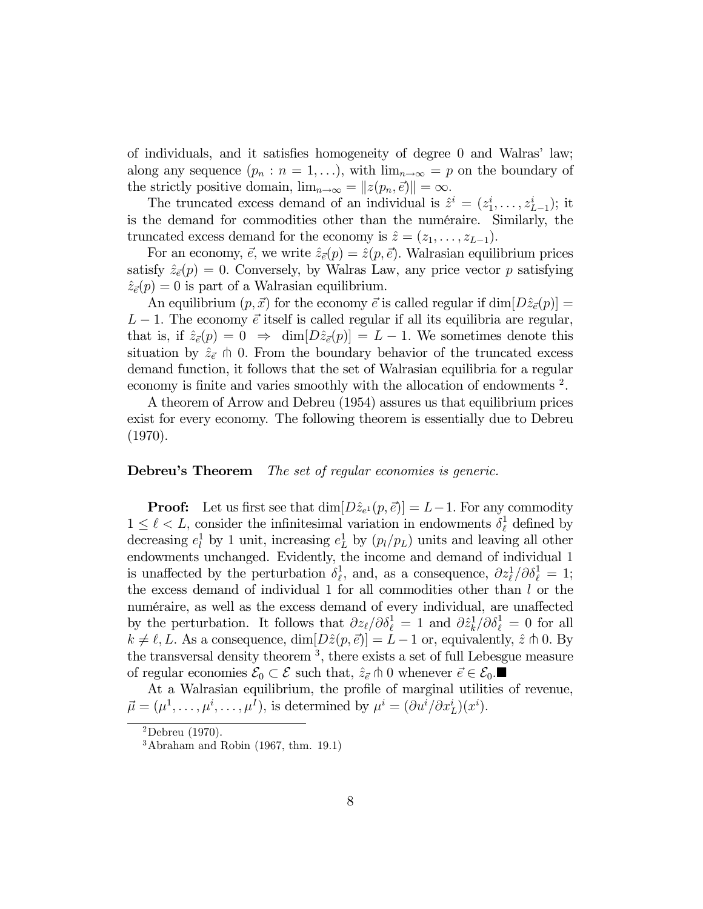of individuals, and it satisfies homogeneity of degree 0 and Walras' law; along any sequence $(p_n : n = 1, \ldots)$, with $\lim_{n\to\infty} = p$ on the boundary of the strictly positive domain, $\lim_{n\to\infty} = \|z(p_n, \vec{e})\| = \infty$.

The truncated excess demand of an individual is $\hat{z}^i = (z_1^i, \ldots, z_{L-1}^i)$; it is the demand for commodities other than the numéraire. Similarly, the truncated excess demand for the economy is $\hat{z} = (z_1, \ldots, z_{L-1})$.

For an economy, $\vec{e}$, we write $\hat{z}_{\vec{e}}(p) = \hat{z}(p, \vec{e})$. Walrasian equilibrium prices satisfy $\hat{z}_{\vec{e}}(p) = 0$. Conversely, by Walras Law, any price vector $p$ satisfying $\hat{z}_{\vec{e}}(p) = 0$ is part of a Walrasian equilibrium.

An equilibrium $(p, \vec{x})$ for the economy $\vec{e}$ is called regular if $\dim[D\hat{z}_{\vec{e}}(p)] = L - 1$. The economy $\vec{e}$ itself is called regular if all its equilibria are regular, that is, if $\hat{z}_{\vec{e}}(p) = 0 \;\Rightarrow\; \dim[D\hat{z}_{\vec{e}}(p)] = L - 1$. We sometimes denote this situation by $\hat{z}_{\vec{e}} \pitchfork 0$. From the boundary behavior of the truncated excess demand function, it follows that the set of Walrasian equilibria for a regular economy is finite and varies smoothly with the allocation of endowments [2].

A theorem of Arrow and Debreu (1954) assures us that equilibrium prices exist for every economy. The following theorem is essentially due to Debreu (1970).

**Debreu's Theorem** *The set of regular economies is generic.*

**Proof:** Let us first see that $\dim[D\hat{z}_{e^1}(p, \vec{e})] = L-1$. For any commodity $1 \leq \ell < L$, consider the infinitesimal variation in endowments $\delta_\ell^1$ defined by decreasing $e_l^1$ by 1 unit, increasing $e_L^1$ by $(p_l/p_L)$ units and leaving all other endowments unchanged. Evidently, the income and demand of individual 1 is unaffected by the perturbation $\delta_\ell^1$, and, as a consequence, $\partial z_\ell^1 / \partial \delta_\ell^1 = 1$; the excess demand of individual 1 for all commodities other than $l$ or the numéraire, as well as the excess demand of every individual, are unaffected by the perturbation. It follows that $\partial z_\ell / \partial \delta_\ell^1 = 1$ and $\partial \hat{z}_k^1 / \partial \delta_\ell^1 = 0$ for all $k \neq \ell, L$. As a consequence, $\dim[D\hat{z}(p, \vec{e})] = L - 1$ or, equivalently, $\hat{z} \pitchfork 0$. By the transversal density theorem [3], there exists a set of full Lebesgue measure of regular economies $\mathcal{E}_0 \subset \mathcal{E}$ such that, $\hat{z}_{\vec{e}} \pitchfork 0$ whenever $\vec{e} \in \mathcal{E}_0$.■

At a Walrasian equilibrium, the profile of marginal utilities of revenue, $\vec{\mu} = (\mu^1, \ldots, \mu^i, \ldots, \mu^I)$, is determined by $\mu^i = (\partial u^i / \partial x_L^i)(x^i)$.

[2] Debreu (1970).

[3] Abraham and Robin (1967, thm. 19.1)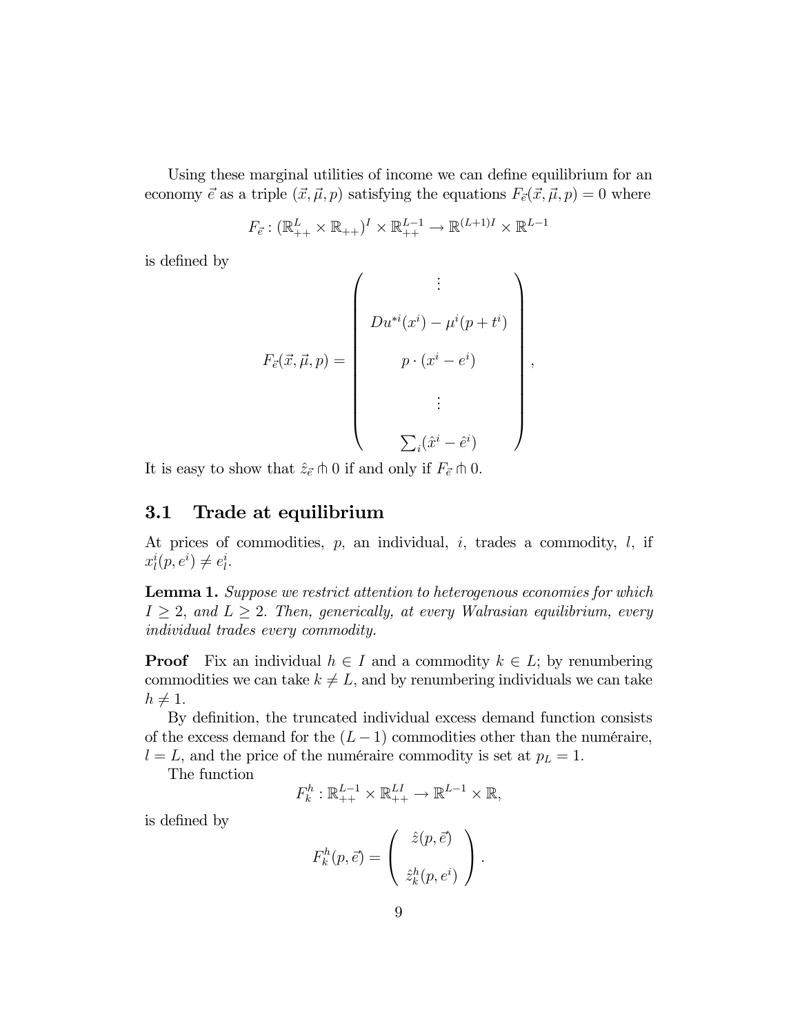Using these marginal utilities of income we can define equilibrium for an economy $\vec{e}$ as a triple $(\vec{x}, \vec{\mu}, p)$ satisfying the equations $F_{\vec{e}}(\vec{x}, \vec{\mu}, p) = 0$ where

$$F_{\vec{e}} : (\mathbb{R}^L_{++} \times \mathbb{R}_{++})^I \times \mathbb{R}^{L-1}_{++} \to \mathbb{R}^{(L+1)I} \times \mathbb{R}^{L-1}$$

is defined by

$$F_{\vec{e}}(\vec{x}, \vec{\mu}, p) = \begin{pmatrix} \vdots \\ Du^{*i}(x^i) - \mu^i(p + t^i) \\ p \cdot (x^i - e^i) \\ \vdots \\ \sum_i (\hat{x}^i - \hat{e}^i) \end{pmatrix},$$

It is easy to show that $\hat{z}_{\vec{e}} \pitchfork 0$ if and only if $F_{\vec{e}} \pitchfork 0$.

## 3.1 Trade at equilibrium

At prices of commodities, $p$, an individual, $i$, trades a commodity, $l$, if $x^i_l(p, e^i) \neq e^i_l$.

**Lemma 1.** *Suppose we restrict attention to heterogenous economies for which $I \geq 2$, and $L \geq 2$. Then, generically, at every Walrasian equilibrium, every individual trades every commodity.*

**Proof** Fix an individual $h \in I$ and a commodity $k \in L$; by renumbering commodities we can take $k \neq L$, and by renumbering individuals we can take $h \neq 1$.

By definition, the truncated individual excess demand function consists of the excess demand for the $(L-1)$ commodities other than the numéraire, $l = L$, and the price of the numéraire commodity is set at $p_L = 1$.

The function

$$F^h_k : \mathbb{R}^{L-1}_{++} \times \mathbb{R}^{LI}_{++} \to \mathbb{R}^{L-1} \times \mathbb{R},$$

is defined by

$$F^h_k(p, \vec{e}) = \begin{pmatrix} \hat{z}(p, \vec{e}) \\ \hat{z}^h_k(p, e^i) \end{pmatrix}.$$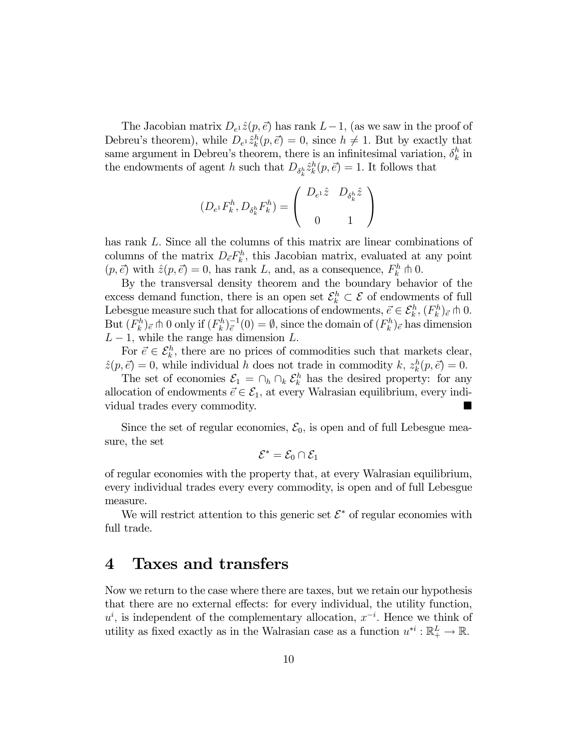The Jacobian matrix $D_{e^1}\hat{z}(p, \vec{e})$ has rank $L-1$, (as we saw in the proof of Debreu's theorem), while $D_{e^1}\hat{z}_k^h(p, \vec{e}) = 0$, since $h \neq 1$. But by exactly that same argument in Debreu's theorem, there is an infinitesimal variation, $\delta_k^h$ in the endowments of agent $h$ such that $D_{\delta_k^h}\hat{z}_k^h(p, \vec{e}) = 1$. It follows that

$$(D_{e^1}F_k^h, D_{\delta_k^h}F_k^h) = \begin{pmatrix} D_{e^1}\hat{z} & D_{\delta_k^h}\hat{z} \\ & \\ 0 & 1 \end{pmatrix}$$

has rank $L$. Since all the columns of this matrix are linear combinations of columns of the matrix $D_{\vec{e}}F_k^h$, this Jacobian matrix, evaluated at any point $(p, \vec{e})$ with $\hat{z}(p, \vec{e}) = 0$, has rank $L$, and, as a consequence, $F_k^h \pitchfork 0$.

By the transversal density theorem and the boundary behavior of the excess demand function, there is an open set $\mathcal{E}_k^h \subset \mathcal{E}$ of endowments of full Lebesgue measure such that for allocations of endowments, $\vec{e} \in \mathcal{E}_k^h$, $(F_k^h)_{\vec{e}} \pitchfork 0$. But $(F_k^h)_{\vec{e}} \pitchfork 0$ only if $(F_k^h)_{\vec{e}}^{-1}(0) = \emptyset$, since the domain of $(F_k^h)_{\vec{e}}$ has dimension $L-1$, while the range has dimension $L$.

For $\vec{e} \in \mathcal{E}_k^h$, there are no prices of commodities such that markets clear, $\hat{z}(p, \vec{e}) = 0$, while individual $h$ does not trade in commodity $k$, $z_k^h(p, \vec{e}) = 0$.

The set of economies $\mathcal{E}_1 = \cap_h \cap_k \mathcal{E}_k^h$ has the desired property: for any allocation of endowments $\vec{e} \in \mathcal{E}_1$, at every Walrasian equilibrium, every individual trades every commodity. ■

Since the set of regular economies, $\mathcal{E}_0$, is open and of full Lebesgue measure, the set

$$\mathcal{E}^* = \mathcal{E}_0 \cap \mathcal{E}_1$$

of regular economies with the property that, at every Walrasian equilibrium, every individual trades every every commodity, is open and of full Lebesgue measure.

We will restrict attention to this generic set $\mathcal{E}^*$ of regular economies with full trade.

# 4 Taxes and transfers

Now we return to the case where there are taxes, but we retain our hypothesis that there are no external effects: for every individual, the utility function, $u^i$, is independent of the complementary allocation, $x^{-i}$. Hence we think of utility as fixed exactly as in the Walrasian case as a function $u^{*i} : \mathbb{R}_+^L \to \mathbb{R}$.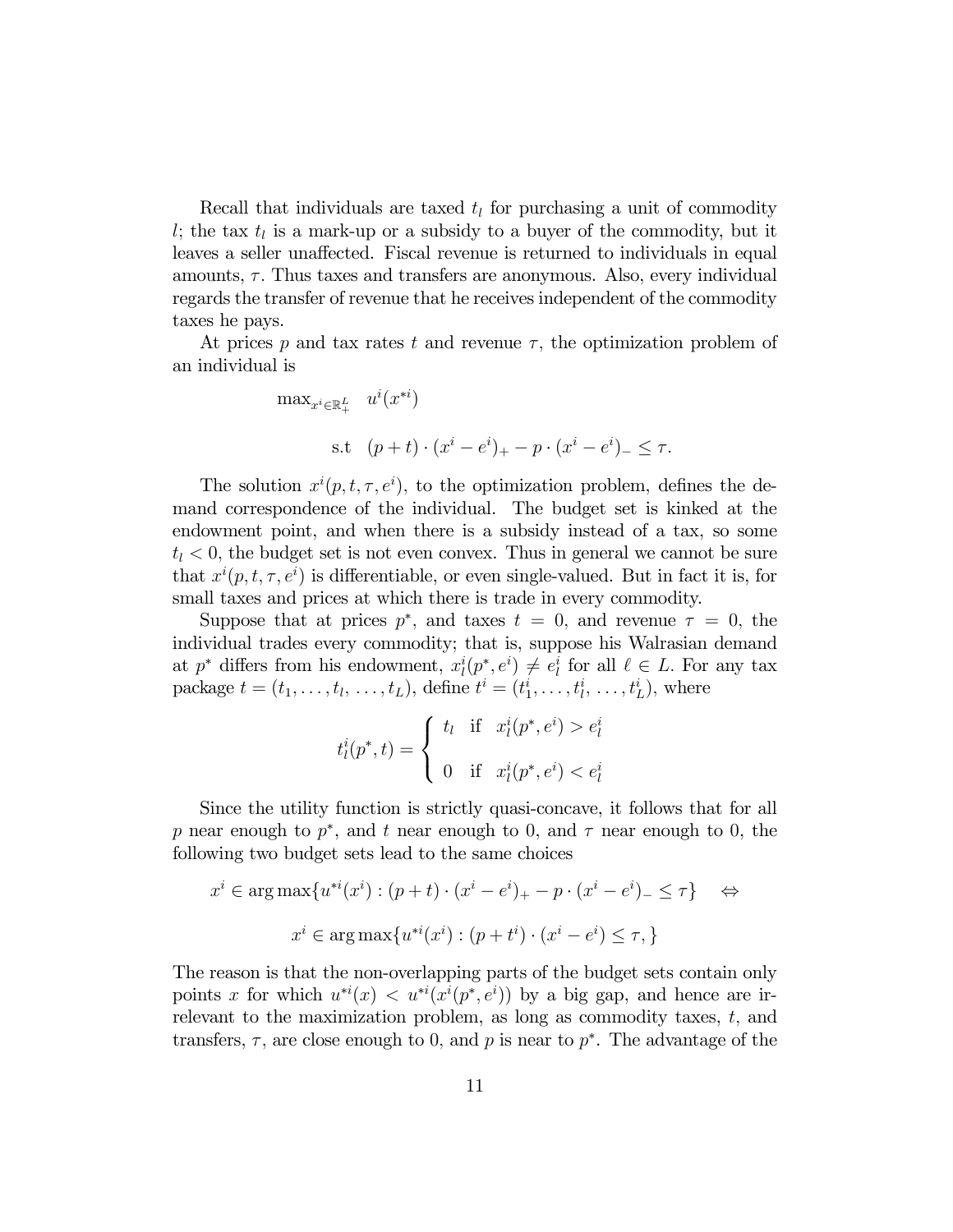Recall that individuals are taxed $t_l$ for purchasing a unit of commodity $l$; the tax $t_l$ is a mark-up or a subsidy to a buyer of the commodity, but it leaves a seller unaffected. Fiscal revenue is returned to individuals in equal amounts, $\tau$. Thus taxes and transfers are anonymous. Also, every individual regards the transfer of revenue that he receives independent of the commodity taxes he pays.

At prices $p$ and tax rates $t$ and revenue $\tau$, the optimization problem of an individual is

$$\max_{x^i \in \mathbb{R}^L_+} \quad u^i(x^{*i})$$

$$\text{s.t} \quad (p+t) \cdot (x^i - e^i)_+ - p \cdot (x^i - e^i)_- \leq \tau.$$

The solution $x^i(p, t, \tau, e^i)$, to the optimization problem, defines the demand correspondence of the individual. The budget set is kinked at the endowment point, and when there is a subsidy instead of a tax, so some $t_l < 0$, the budget set is not even convex. Thus in general we cannot be sure that $x^i(p, t, \tau, e^i)$ is differentiable, or even single-valued. But in fact it is, for small taxes and prices at which there is trade in every commodity.

Suppose that at prices $p^*$, and taxes $t = 0$, and revenue $\tau = 0$, the individual trades every commodity; that is, suppose his Walrasian demand at $p^*$ differs from his endowment, $x^i_l(p^*, e^i) \neq e^i_l$ for all $\ell \in L$. For any tax package $t = (t_1, \ldots, t_l, \ldots, t_L)$, define $t^i = (t^i_1, \ldots, t^i_l, \ldots, t^i_L)$, where

$$t^i_l(p^*, t) = \begin{cases} t_l & \text{if} \quad x^i_l(p^*, e^i) > e^i_l \\ \\ 0 & \text{if} \quad x^i_l(p^*, e^i) < e^i_l \end{cases}$$

Since the utility function is strictly quasi-concave, it follows that for all $p$ near enough to $p^*$, and $t$ near enough to 0, and $\tau$ near enough to 0, the following two budget sets lead to the same choices

$$x^i \in \arg\max\{u^{*i}(x^i) : (p+t) \cdot (x^i - e^i)_+ - p \cdot (x^i - e^i)_- \leq \tau\} \quad \Leftrightarrow$$

$$x^i \in \arg\max\{u^{*i}(x^i) : (p + t^i) \cdot (x^i - e^i) \leq \tau, \}$$

The reason is that the non-overlapping parts of the budget sets contain only points $x$ for which $u^{*i}(x) < u^{*i}(x^i(p^*, e^i))$ by a big gap, and hence are irrelevant to the maximization problem, as long as commodity taxes, $t$, and transfers, $\tau$, are close enough to 0, and $p$ is near to $p^*$. The advantage of the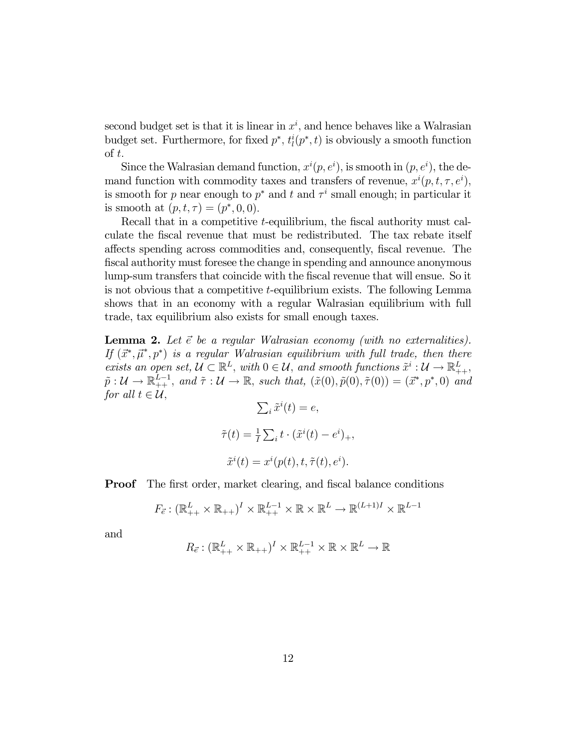second budget set is that it is linear in $x^i$, and hence behaves like a Walrasian budget set. Furthermore, for fixed $p^*$, $t^i_l(p^*, t)$ is obviously a smooth function of $t$.

Since the Walrasian demand function, $x^i(p, e^i)$, is smooth in $(p, e^i)$, the demand function with commodity taxes and transfers of revenue, $x^i(p, t, \tau, e^i)$, is smooth for $p$ near enough to $p^*$ and $t$ and $\tau^i$ small enough; in particular it is smooth at $(p, t, \tau) = (p^*, 0, 0)$.

Recall that in a competitive $t$-equilibrium, the fiscal authority must calculate the fiscal revenue that must be redistributed. The tax rebate itself affects spending across commodities and, consequently, fiscal revenue. The fiscal authority must foresee the change in spending and announce anonymous lump-sum transfers that coincide with the fiscal revenue that will ensue. So it is not obvious that a competitive $t$-equilibrium exists. The following Lemma shows that in an economy with a regular Walrasian equilibrium with full trade, tax equilibrium also exists for small enough taxes.

**Lemma 2.** *Let $\vec{e}$ be a regular Walrasian economy (with no externalities). If $(\vec{x}^*, \vec{\mu}^*, p^*)$ is a regular Walrasian equilibrium with full trade, then there exists an open set, $\mathcal{U} \subset \mathbb{R}^L$, with $0 \in \mathcal{U}$, and smooth functions $\tilde{x}^i : \mathcal{U} \to \mathbb{R}^L_{++}$, $\tilde{p} : \mathcal{U} \to \mathbb{R}^{L-1}_{++}$, and $\tilde{\tau} : \mathcal{U} \to \mathbb{R}$, such that, $(\tilde{x}(0), \tilde{p}(0), \tilde{\tau}(0)) = (\vec{x}^*, p^*, 0)$ and for all $t \in \mathcal{U}$,*

$$\textstyle\sum_i \tilde{x}^i(t) = e,$$

$$\tilde{\tau}(t) = \tfrac{1}{I} \textstyle\sum_i t \cdot (\tilde{x}^i(t) - e^i)_+,$$

$$\tilde{x}^i(t) = x^i(p(t), t, \tilde{\tau}(t), e^i).$$

**Proof** The first order, market clearing, and fiscal balance conditions

$$F_{\vec{e}} : (\mathbb{R}^L_{++} \times \mathbb{R}_{++})^I \times \mathbb{R}^{L-1}_{++} \times \mathbb{R} \times \mathbb{R}^L \to \mathbb{R}^{(L+1)I} \times \mathbb{R}^{L-1}$$

and

$$R_{\vec{e}} : (\mathbb{R}^L_{++} \times \mathbb{R}_{++})^I \times \mathbb{R}^{L-1}_{++} \times \mathbb{R} \times \mathbb{R}^L \to \mathbb{R}$$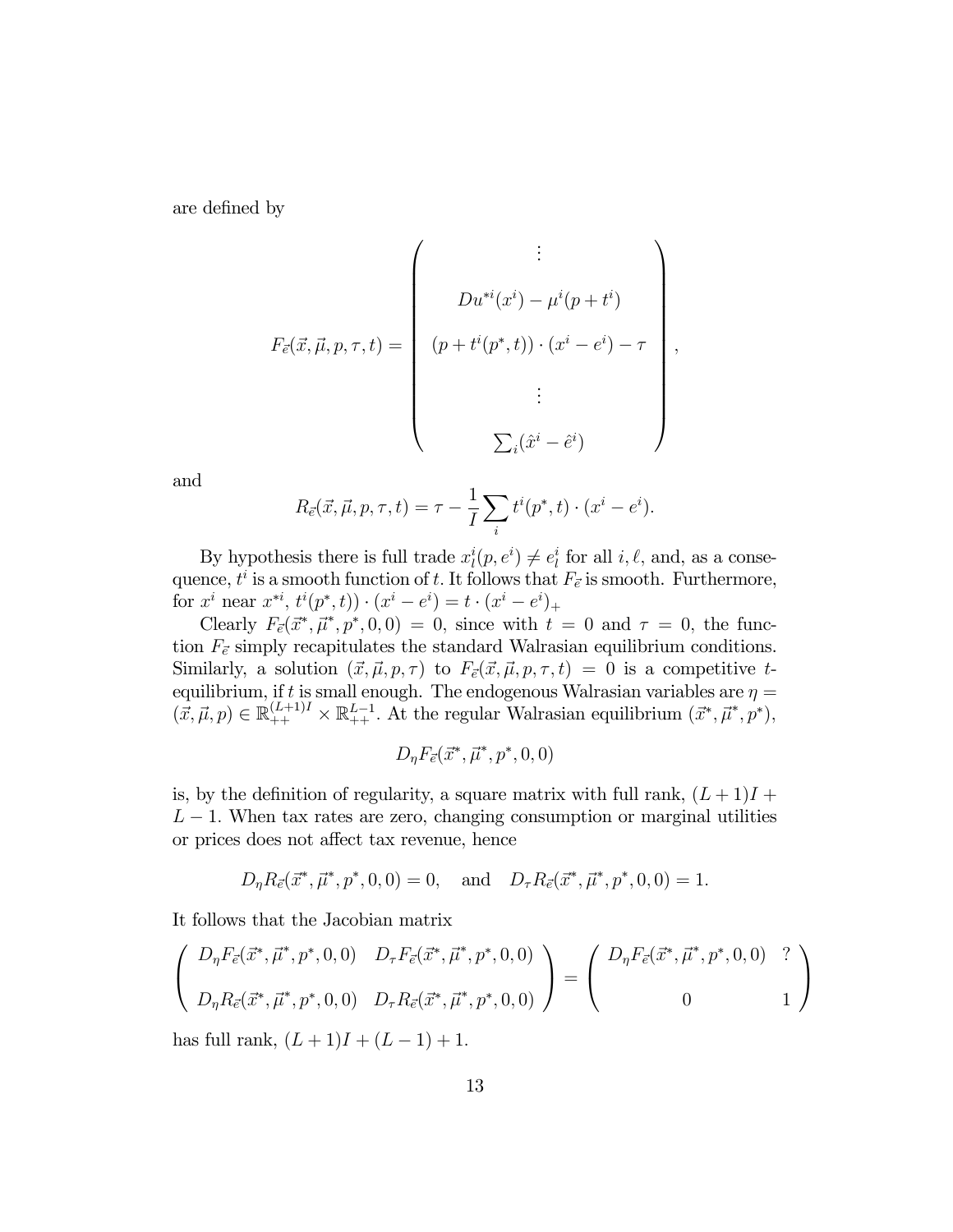are defined by

$$F_{\vec{e}}(\vec{x}, \vec{\mu}, p, \tau, t) = \begin{pmatrix} \vdots \\ Du^{*i}(x^i) - \mu^i(p + t^i) \\ (p + t^i(p^*, t)) \cdot (x^i - e^i) - \tau \\ \vdots \\ \sum_i (\hat{x}^i - \hat{e}^i) \end{pmatrix},$$

and

$$R_{\vec{e}}(\vec{x}, \vec{\mu}, p, \tau, t) = \tau - \frac{1}{I} \sum_i t^i(p^*, t) \cdot (x^i - e^i).$$

By hypothesis there is full trade $x^i_l(p, e^i) \neq e^i_l$ for all $i, \ell$, and, as a consequence, $t^i$ is a smooth function of $t$. It follows that $F_{\vec{e}}$ is smooth. Furthermore, for $x^i$ near $x^{*i}$, $t^i(p^*, t)) \cdot (x^i - e^i) = t \cdot (x^i - e^i)_+$

Clearly $F_{\vec{e}}(\vec{x}^*, \vec{\mu}^*, p^*, 0, 0) = 0$, since with $t = 0$ and $\tau = 0$, the function $F_{\vec{e}}$ simply recapitulates the standard Walrasian equilibrium conditions. Similarly, a solution $(\vec{x}, \vec{\mu}, p, \tau)$ to $F_{\vec{e}}(\vec{x}, \vec{\mu}, p, \tau, t) = 0$ is a competitive $t$-equilibrium, if $t$ is small enough. The endogenous Walrasian variables are $\eta = (\vec{x}, \vec{\mu}, p) \in \mathbb{R}^{(L+1)I}_{++} \times \mathbb{R}^{L-1}_{++}$. At the regular Walrasian equilibrium $(\vec{x}^*, \vec{\mu}^*, p^*)$,

$$D_\eta F_{\vec{e}}(\vec{x}^*, \vec{\mu}^*, p^*, 0, 0)$$

is, by the definition of regularity, a square matrix with full rank, $(L+1)I + L - 1$. When tax rates are zero, changing consumption or marginal utilities or prices does not affect tax revenue, hence

$$D_\eta R_{\vec{e}}(\vec{x}^*, \vec{\mu}^*, p^*, 0, 0) = 0, \quad \text{and} \quad D_\tau R_{\vec{e}}(\vec{x}^*, \vec{\mu}^*, p^*, 0, 0) = 1.$$

It follows that the Jacobian matrix

$$\begin{pmatrix} D_\eta F_{\vec{e}}(\vec{x}^*, \vec{\mu}^*, p^*, 0, 0) & D_\tau F_{\vec{e}}(\vec{x}^*, \vec{\mu}^*, p^*, 0, 0) \\ D_\eta R_{\vec{e}}(\vec{x}^*, \vec{\mu}^*, p^*, 0, 0) & D_\tau R_{\vec{e}}(\vec{x}^*, \vec{\mu}^*, p^*, 0, 0) \end{pmatrix} = \begin{pmatrix} D_\eta F_{\vec{e}}(\vec{x}^*, \vec{\mu}^*, p^*, 0, 0) & ? \\ 0 & 1 \end{pmatrix}$$

has full rank, $(L+1)I + (L-1) + 1$.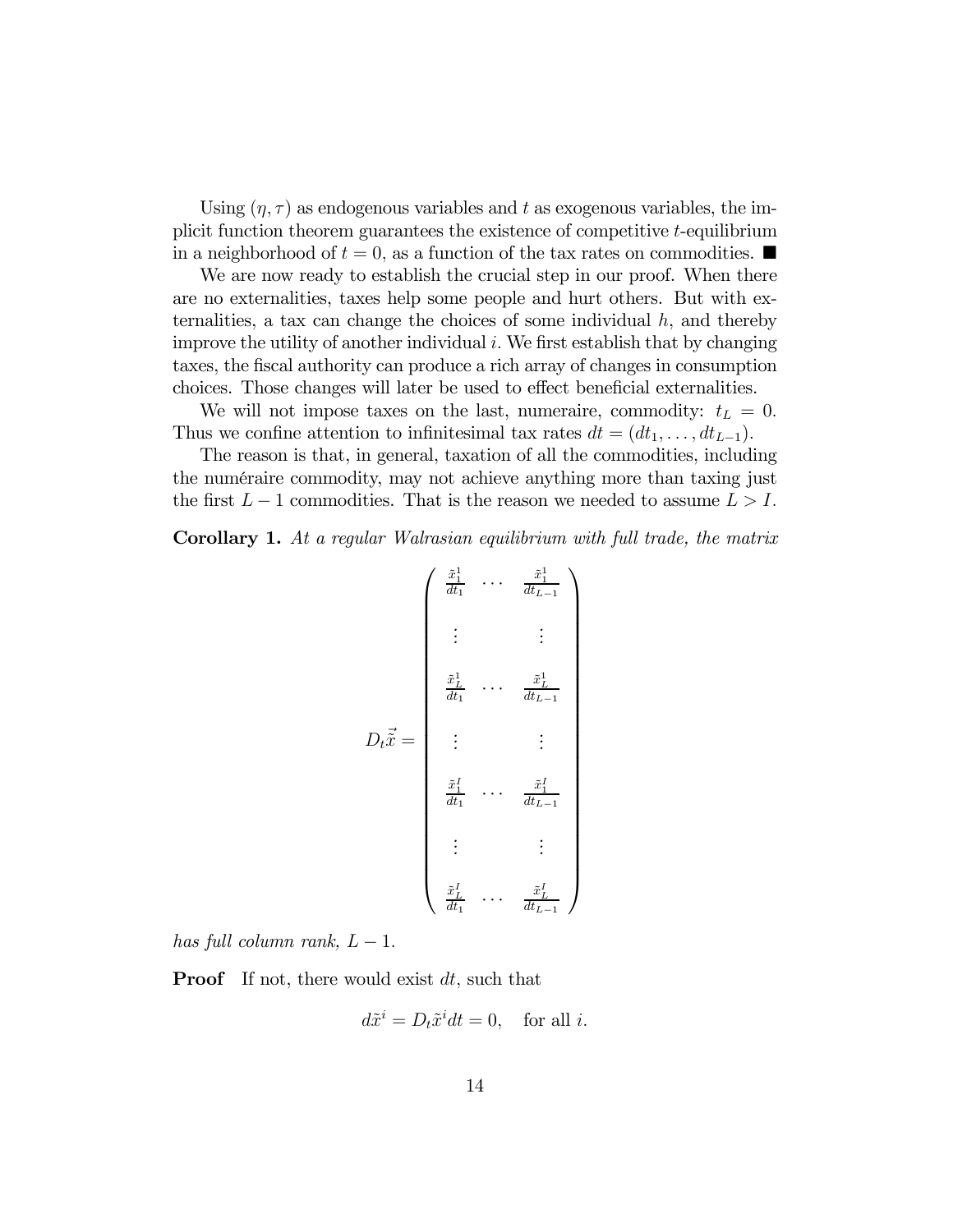Using $(\eta, \tau)$ as endogenous variables and $t$ as exogenous variables, the implicit function theorem guarantees the existence of competitive $t$-equilibrium in a neighborhood of $t = 0$, as a function of the tax rates on commodities. ■

We are now ready to establish the crucial step in our proof. When there are no externalities, taxes help some people and hurt others. But with externalities, a tax can change the choices of some individual $h$, and thereby improve the utility of another individual $i$. We first establish that by changing taxes, the fiscal authority can produce a rich array of changes in consumption choices. Those changes will later be used to effect beneficial externalities.

We will not impose taxes on the last, numeraire, commodity: $t_L = 0$. Thus we confine attention to infinitesimal tax rates $dt = (dt_1, \ldots, dt_{L-1})$.

The reason is that, in general, taxation of all the commodities, including the numéraire commodity, may not achieve anything more than taxing just the first $L - 1$ commodities. That is the reason we needed to assume $L > I$.

**Corollary 1.** *At a regular Walrasian equilibrium with full trade, the matrix*

$$D_t \vec{\tilde{x}} = \begin{pmatrix} \frac{\tilde{x}_1^1}{dt_1} & \cdots & \frac{\tilde{x}_1^1}{dt_{L-1}} \\ \vdots & & \vdots \\ \frac{\tilde{x}_L^1}{dt_1} & \cdots & \frac{\tilde{x}_L^1}{dt_{L-1}} \\ \vdots & & \vdots \\ \frac{\tilde{x}_1^I}{dt_1} & \cdots & \frac{\tilde{x}_1^I}{dt_{L-1}} \\ \vdots & & \vdots \\ \frac{\tilde{x}_L^I}{dt_1} & \cdots & \frac{\tilde{x}_L^I}{dt_{L-1}} \end{pmatrix}$$

*has full column rank,* $L - 1$.

**Proof** If not, there would exist $dt$, such that

$$d\tilde{x}^i = D_t \tilde{x}^i dt = 0, \quad \text{for all } i.$$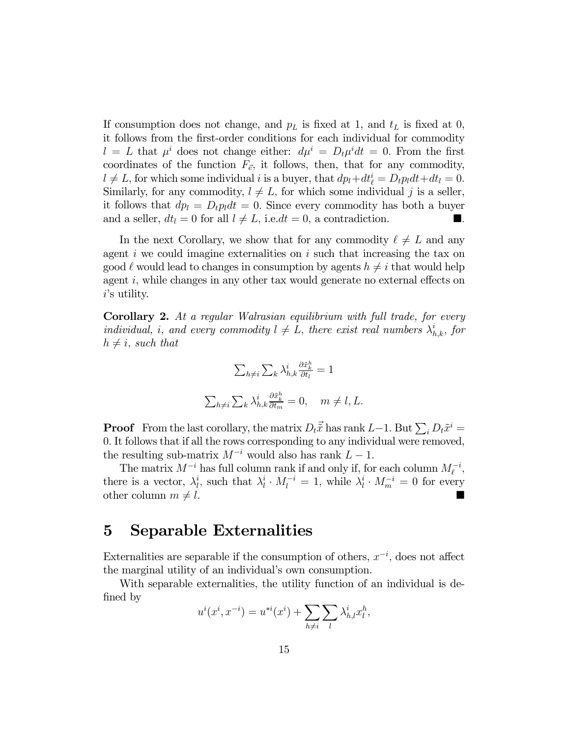If consumption does not change, and $p_L$ is fixed at 1, and $t_L$ is fixed at 0, it follows from the first-order conditions for each individual for commodity $l = L$ that $\mu^i$ does not change either: $d\mu^i = D_t\mu^i dt = 0$. From the first coordinates of the function $F_{\vec{e}}$, it follows, then, that for any commodity, $l \neq L$, for which some individual $i$ is a buyer, that $dp_l + dt^i_\ell = D_t p_l dt + dt_l = 0$. Similarly, for any commodity, $l \neq L$, for which some individual $j$ is a seller, it follows that $dp_l = D_t p_l dt = 0$. Since every commodity has both a buyer and a seller, $dt_l = 0$ for all $l \neq L$, i.e.$dt = 0$, a contradiction. ■.

In the next Corollary, we show that for any commodity $\ell \neq L$ and any agent $i$ we could imagine externalities on $i$ such that increasing the tax on good $\ell$ would lead to changes in consumption by agents $h \neq i$ that would help agent $i$, while changes in any other tax would generate no external effects on $i$'s utility.

**Corollary 2.** *At a regular Walrasian equilibrium with full trade, for every individual, $i$, and every commodity $l \neq L$, there exist real numbers $\lambda^i_{h,k}$, for $h \neq i$, such that*

$$\textstyle\sum_{h\neq i}\sum_k \lambda^i_{h,k}\frac{\partial \tilde{x}^h_k}{\partial t_l} = 1$$

$$\textstyle\sum_{h\neq i}\sum_k \lambda^i_{h,k}\frac{\partial \tilde{x}^h_k}{\partial t_m} = 0, \quad m \neq l, L.$$

**Proof** From the last corollary, the matrix $D_t\vec{\tilde{x}}$ has rank $L-1$. But $\sum_i D_t\tilde{x}^i = 0$. It follows that if all the rows corresponding to any individual were removed, the resulting sub-matrix $M^{-i}$ would also has rank $L-1$.

The matrix $M^{-i}$ has full column rank if and only if, for each column $M^{-i}_\ell$, there is a vector, $\lambda^i_l$, such that $\lambda^i_l \cdot M^{-i}_l = 1$, while $\lambda^i_l \cdot M^{-i}_m = 0$ for every other column $m \neq l$. ■

## 5 Separable Externalities

Externalities are separable if the consumption of others, $x^{-i}$, does not affect the marginal utility of an individual's own consumption.

With separable externalities, the utility function of an individual is defined by

$$u^i(x^i, x^{-i}) = u^{*i}(x^i) + \sum_{h\neq i}\sum_l \lambda^i_{h,l} x^h_l,$$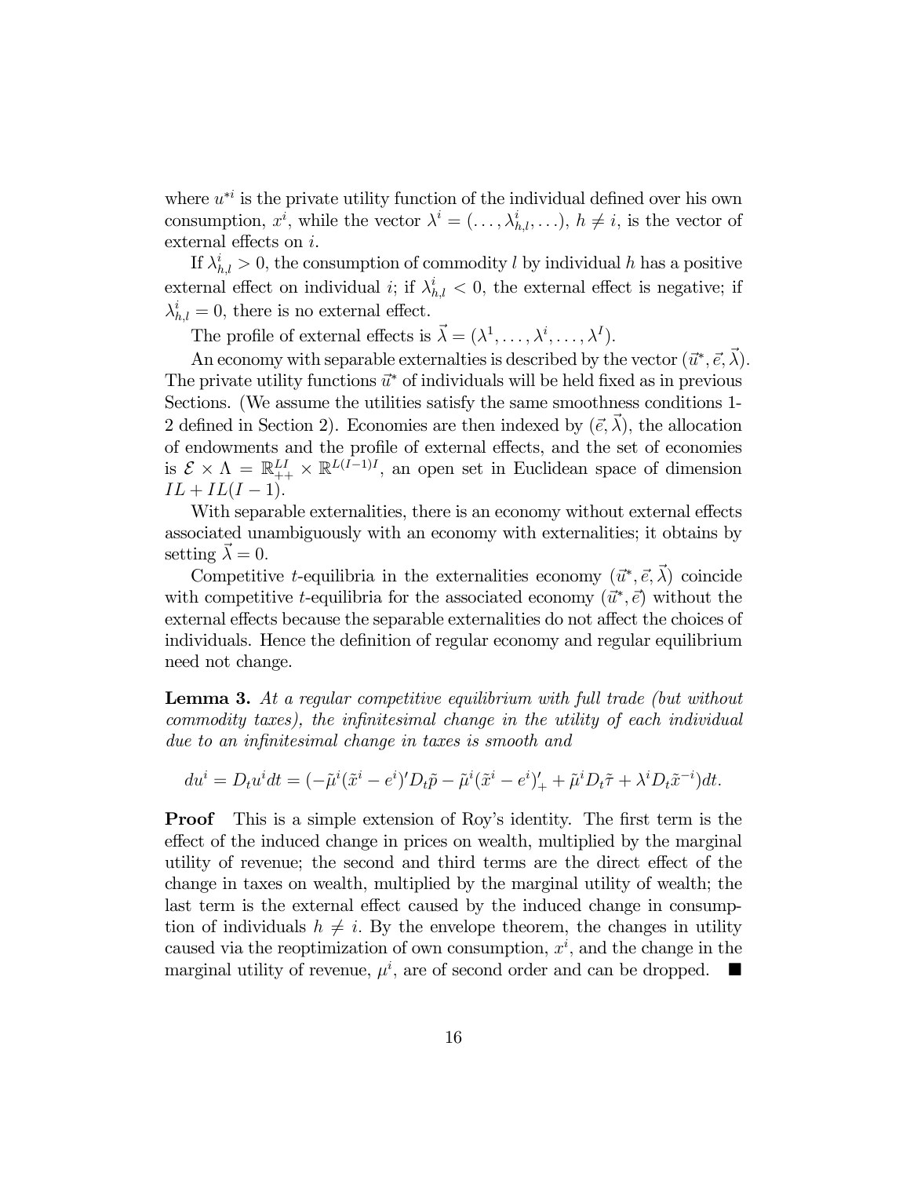where $u^{*i}$ is the private utility function of the individual defined over his own consumption, $x^i$, while the vector $\lambda^i = (\ldots, \lambda^i_{h,l}, \ldots)$, $h \neq i$, is the vector of external effects on $i$.

If $\lambda^i_{h,l} > 0$, the consumption of commodity $l$ by individual $h$ has a positive external effect on individual $i$; if $\lambda^i_{h,l} < 0$, the external effect is negative; if $\lambda^i_{h,l} = 0$, there is no external effect.

The profile of external effects is $\vec{\lambda} = (\lambda^1, \ldots, \lambda^i, \ldots, \lambda^I)$.

An economy with separable externalties is described by the vector $(\vec{u}^*, \vec{e}, \vec{\lambda})$. The private utility functions $\vec{u}^*$ of individuals will be held fixed as in previous Sections. (We assume the utilities satisfy the same smoothness conditions 1-2 defined in Section 2). Economies are then indexed by $(\vec{e}, \vec{\lambda})$, the allocation of endowments and the profile of external effects, and the set of economies is $\mathcal{E} \times \Lambda = \mathbb{R}^{LI}_{++} \times \mathbb{R}^{L(I-1)I}$, an open set in Euclidean space of dimension $IL + IL(I-1)$.

With separable externalities, there is an economy without external effects associated unambiguously with an economy with externalities; it obtains by setting $\vec{\lambda} = 0$.

Competitive $t$-equilibria in the externalities economy $(\vec{u}^*, \vec{e}, \vec{\lambda})$ coincide with competitive $t$-equilibria for the associated economy $(\vec{u}^*, \vec{e})$ without the external effects because the separable externalities do not affect the choices of individuals. Hence the definition of regular economy and regular equilibrium need not change.

**Lemma 3.** *At a regular competitive equilibrium with full trade (but without commodity taxes), the infinitesimal change in the utility of each individual due to an infinitesimal change in taxes is smooth and*

$$du^i = D_t u^i dt = (-\tilde{\mu}^i(\tilde{x}^i - e^i)' D_t \tilde{p} - \tilde{\mu}^i(\tilde{x}^i - e^i)'_+ + \tilde{\mu}^i D_t \tilde{\tau} + \lambda^i D_t \tilde{x}^{-i}) dt.$$

**Proof** This is a simple extension of Roy's identity. The first term is the effect of the induced change in prices on wealth, multiplied by the marginal utility of revenue; the second and third terms are the direct effect of the change in taxes on wealth, multiplied by the marginal utility of wealth; the last term is the external effect caused by the induced change in consumption of individuals $h \neq i$. By the envelope theorem, the changes in utility caused via the reoptimization of own consumption, $x^i$, and the change in the marginal utility of revenue, $\mu^i$, are of second order and can be dropped. ■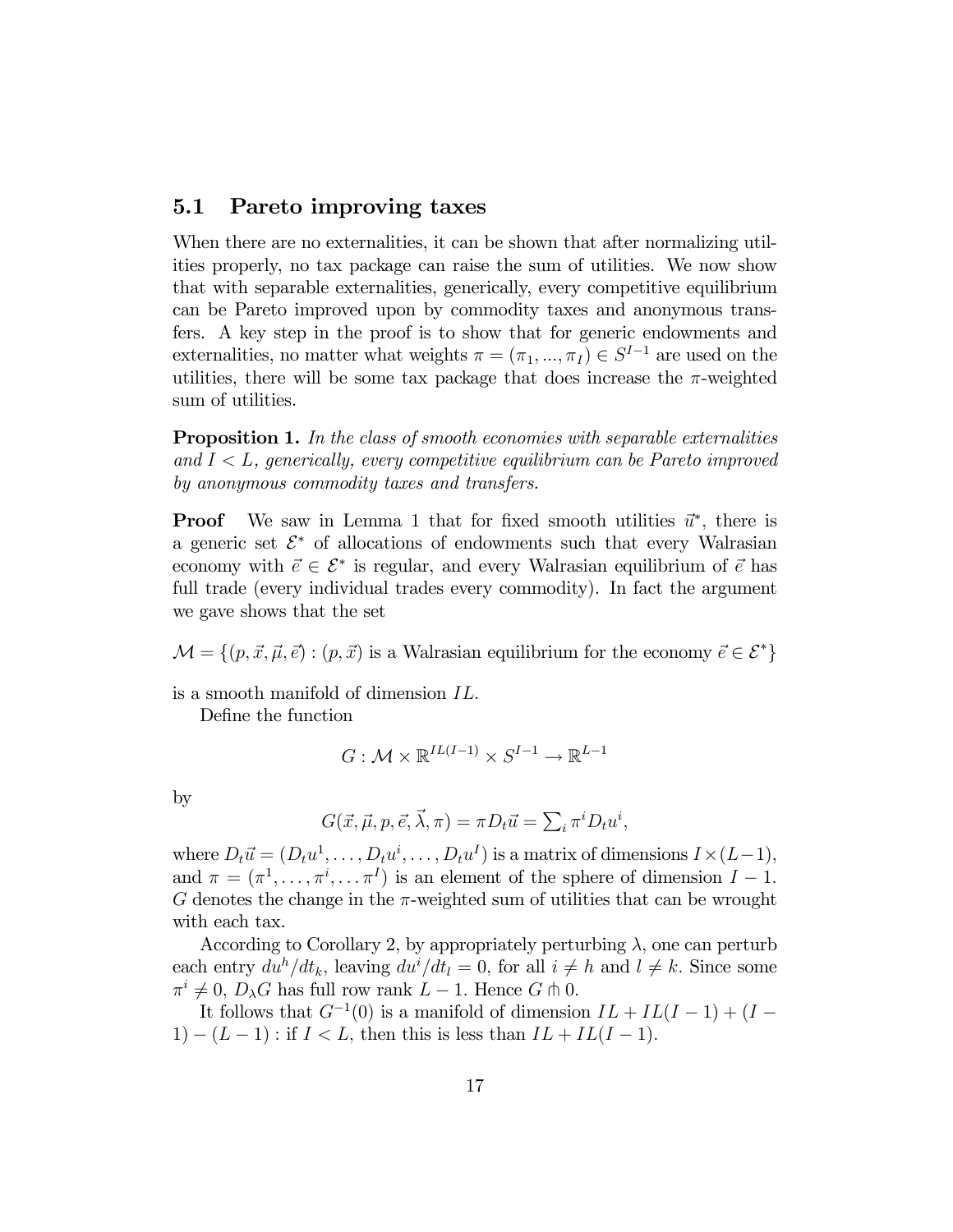## 5.1 Pareto improving taxes

When there are no externalities, it can be shown that after normalizing utilities properly, no tax package can raise the sum of utilities. We now show that with separable externalities, generically, every competitive equilibrium can be Pareto improved upon by commodity taxes and anonymous transfers. A key step in the proof is to show that for generic endowments and externalities, no matter what weights $\pi = (\pi_1, ..., \pi_I) \in S^{I-1}$ are used on the utilities, there will be some tax package that does increase the $\pi$-weighted sum of utilities.

**Proposition 1.** *In the class of smooth economies with separable externalities and $I < L$, generically, every competitive equilibrium can be Pareto improved by anonymous commodity taxes and transfers.*

**Proof** We saw in Lemma 1 that for fixed smooth utilities $\vec{u}^*$, there is a generic set $\mathcal{E}^*$ of allocations of endowments such that every Walrasian economy with $\vec{e} \in \mathcal{E}^*$ is regular, and every Walrasian equilibrium of $\vec{e}$ has full trade (every individual trades every commodity). In fact the argument we gave shows that the set

$$\mathcal{M} = \{(p, \vec{x}, \vec{\mu}, \vec{e}) : (p, \vec{x}) \text{ is a Walrasian equilibrium for the economy } \vec{e} \in \mathcal{E}^*\}$$

is a smooth manifold of dimension $IL$.

Define the function

$$G : \mathcal{M} \times \mathbb{R}^{IL(I-1)} \times S^{I-1} \to \mathbb{R}^{L-1}$$

by

$$G(\vec{x}, \vec{\mu}, p, \vec{e}, \vec{\lambda}, \pi) = \pi D_t \vec{u} = \textstyle\sum_i \pi^i D_t u^i,$$

where $D_t \vec{u} = (D_t u^1, \ldots, D_t u^i, \ldots, D_t u^I)$ is a matrix of dimensions $I \times (L-1)$, and $\pi = (\pi^1, \ldots, \pi^i, \ldots \pi^I)$ is an element of the sphere of dimension $I - 1$. $G$ denotes the change in the $\pi$-weighted sum of utilities that can be wrought with each tax.

According to Corollary 2, by appropriately perturbing $\lambda$, one can perturb each entry $du^h/dt_k$, leaving $du^i/dt_l = 0$, for all $i \neq h$ and $l \neq k$. Since some $\pi^i \neq 0$, $D_\lambda G$ has full row rank $L - 1$. Hence $G \pitchfork 0$.

It follows that $G^{-1}(0)$ is a manifold of dimension $IL + IL(I-1) + (I-1) - (L-1)$ : if $I < L$, then this is less than $IL + IL(I-1)$.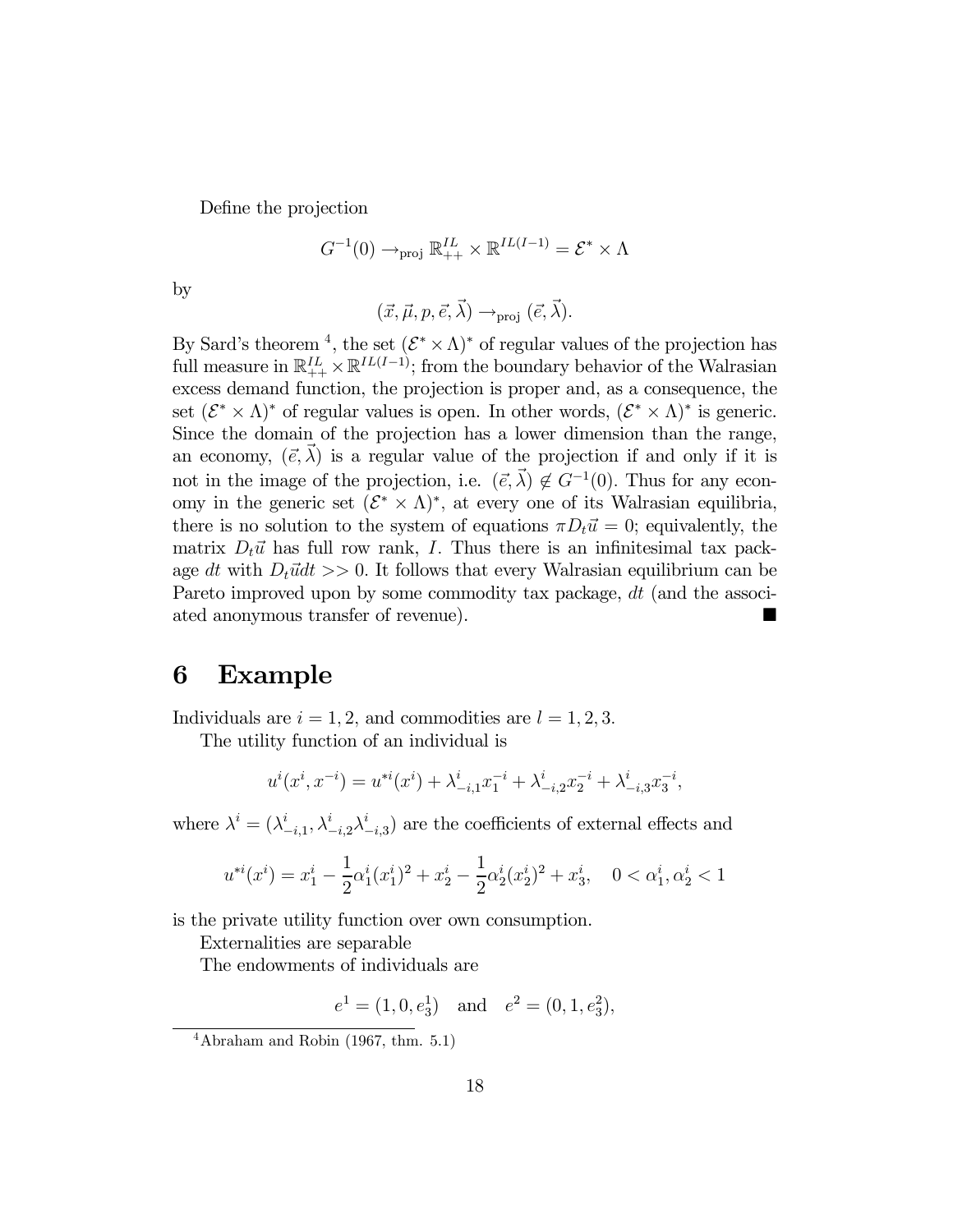Define the projection

$$G^{-1}(0) \rightarrow_{\text{proj}} \mathbb{R}^{IL}_{++} \times \mathbb{R}^{IL(I-1)} = \mathcal{E}^* \times \Lambda$$

by

$$(\vec{x}, \vec{\mu}, p, \vec{e}, \vec{\lambda}) \rightarrow_{\text{proj}} (\vec{e}, \vec{\lambda}).$$

By Sard's theorem [4], the set $(\mathcal{E}^* \times \Lambda)^*$ of regular values of the projection has full measure in $\mathbb{R}^{IL}_{++} \times \mathbb{R}^{IL(I-1)}$; from the boundary behavior of the Walrasian excess demand function, the projection is proper and, as a consequence, the set $(\mathcal{E}^* \times \Lambda)^*$ of regular values is open. In other words, $(\mathcal{E}^* \times \Lambda)^*$ is generic. Since the domain of the projection has a lower dimension than the range, an economy, $(\vec{e}, \vec{\lambda})$ is a regular value of the projection if and only if it is not in the image of the projection, i.e. $(\vec{e}, \vec{\lambda}) \notin G^{-1}(0)$. Thus for any economy in the generic set $(\mathcal{E}^* \times \Lambda)^*$, at every one of its Walrasian equilibria, there is no solution to the system of equations $\pi D_t \vec{u} = 0$; equivalently, the matrix $D_t \vec{u}$ has full row rank, $I$. Thus there is an infinitesimal tax package $dt$ with $D_t \vec{u} dt >> 0$. It follows that every Walrasian equilibrium can be Pareto improved upon by some commodity tax package, $dt$ (and the associated anonymous transfer of revenue). ■

# 6 Example

Individuals are $i = 1, 2$, and commodities are $l = 1, 2, 3$.

The utility function of an individual is

$$u^i(x^i, x^{-i}) = u^{*i}(x^i) + \lambda^i_{-i,1} x^{-i}_1 + \lambda^i_{-i,2} x^{-i}_2 + \lambda^i_{-i,3} x^{-i}_3,$$

where $\lambda^i = (\lambda^i_{-i,1}, \lambda^i_{-i,2} \lambda^i_{-i,3})$ are the coefficients of external effects and

$$u^{*i}(x^i) = x^i_1 - \frac{1}{2}\alpha^i_1 (x^i_1)^2 + x^i_2 - \frac{1}{2}\alpha^i_2 (x^i_2)^2 + x^i_3, \quad 0 < \alpha^i_1, \alpha^i_2 < 1$$

is the private utility function over own consumption.

Externalities are separable

The endowments of individuals are

$$e^1 = (1, 0, e^1_3) \quad \text{and} \quad e^2 = (0, 1, e^2_3),$$

[4] Abraham and Robin (1967, thm. 5.1)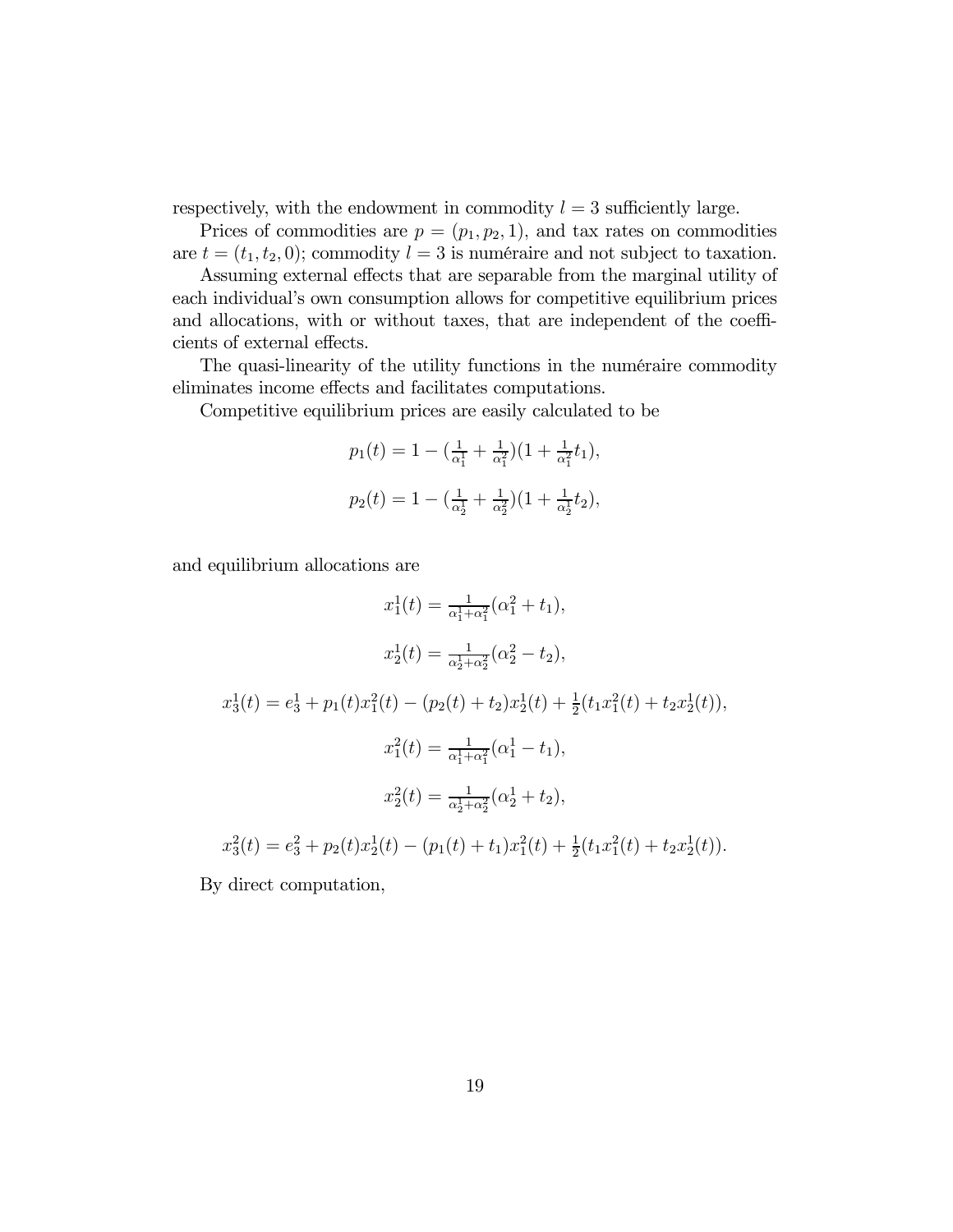respectively, with the endowment in commodity $l = 3$ sufficiently large.

Prices of commodities are $p = (p_1, p_2, 1)$, and tax rates on commodities are $t = (t_1, t_2, 0)$; commodity $l = 3$ is numéraire and not subject to taxation.

Assuming external effects that are separable from the marginal utility of each individual's own consumption allows for competitive equilibrium prices and allocations, with or without taxes, that are independent of the coefficients of external effects.

The quasi-linearity of the utility functions in the numéraire commodity eliminates income effects and facilitates computations.

Competitive equilibrium prices are easily calculated to be

$$p_1(t) = 1 - (\tfrac{1}{\alpha_1^1} + \tfrac{1}{\alpha_1^2})(1 + \tfrac{1}{\alpha_1^2} t_1),$$

$$p_2(t) = 1 - (\tfrac{1}{\alpha_2^1} + \tfrac{1}{\alpha_2^2})(1 + \tfrac{1}{\alpha_2^1} t_2),$$

and equilibrium allocations are

$$x_1^1(t) = \tfrac{1}{\alpha_1^1 + \alpha_1^2}(\alpha_1^2 + t_1),$$

$$x_2^1(t) = \tfrac{1}{\alpha_2^1 + \alpha_2^2}(\alpha_2^2 - t_2),$$

$$x_3^1(t) = e_3^1 + p_1(t) x_1^2(t) - (p_2(t) + t_2) x_2^1(t) + \tfrac{1}{2}(t_1 x_1^2(t) + t_2 x_2^1(t)),$$

$$x_1^2(t) = \tfrac{1}{\alpha_1^1 + \alpha_1^2}(\alpha_1^1 - t_1),$$

$$x_2^2(t) = \tfrac{1}{\alpha_2^1 + \alpha_2^2}(\alpha_2^1 + t_2),$$

$$x_3^2(t) = e_3^2 + p_2(t) x_2^1(t) - (p_1(t) + t_1) x_1^2(t) + \tfrac{1}{2}(t_1 x_1^2(t) + t_2 x_2^1(t)).$$

By direct computation,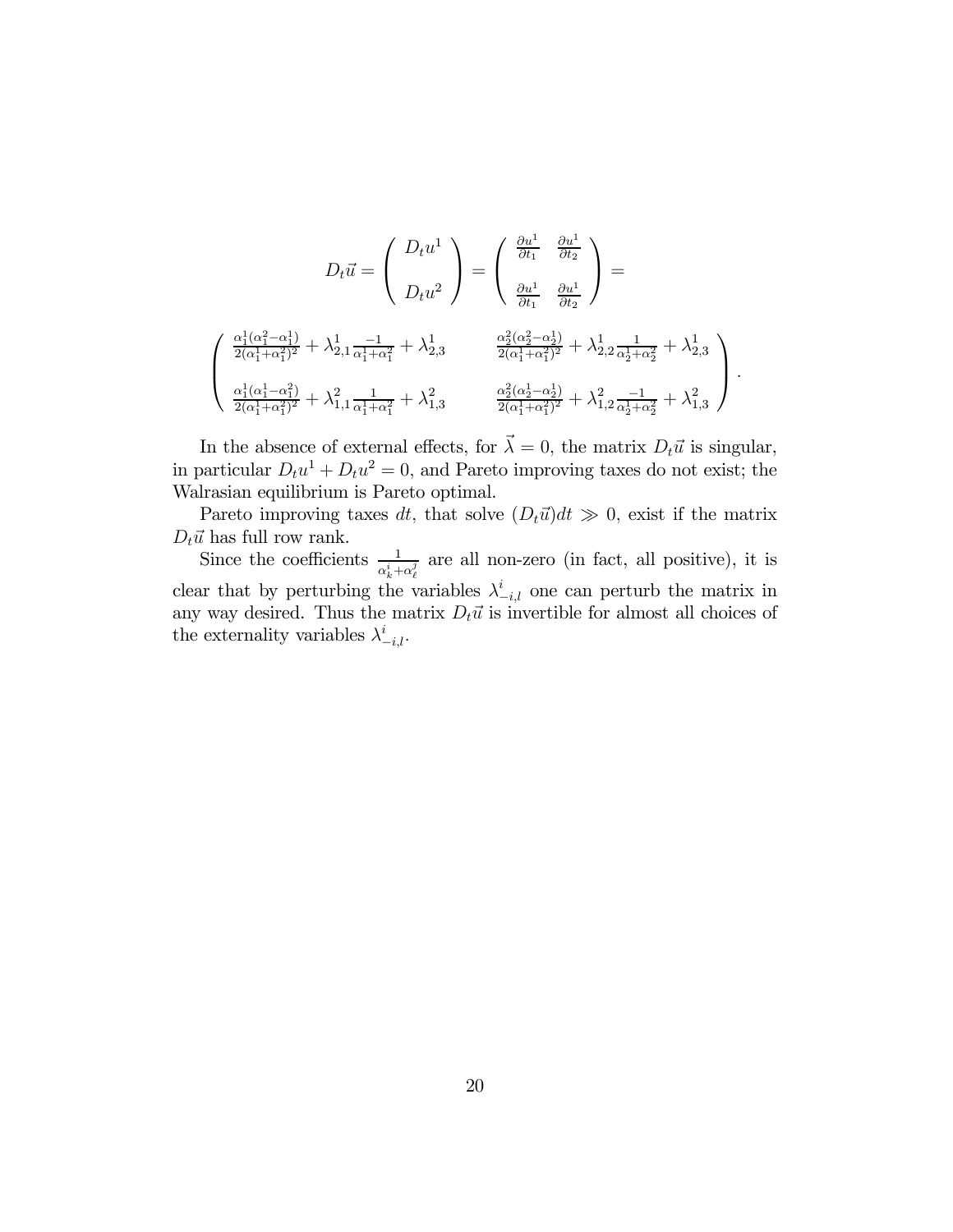$$
D_t\vec{u} = \begin{pmatrix} D_t u^1 \\ \\ D_t u^2 \end{pmatrix} = \begin{pmatrix} \frac{\partial u^1}{\partial t_1} & \frac{\partial u^1}{\partial t_2} \\ \\ \frac{\partial u^1}{\partial t_1} & \frac{\partial u^1}{\partial t_2} \end{pmatrix} =
$$

$$
\begin{pmatrix} \frac{\alpha_1^1(\alpha_1^2-\alpha_1^1)}{2(\alpha_1^1+\alpha_1^2)^2} + \lambda_{2,1}^1 \frac{-1}{\alpha_1^1+\alpha_1^2} + \lambda_{2,3}^1 & \frac{\alpha_2^2(\alpha_2^2-\alpha_2^1)}{2(\alpha_1^1+\alpha_1^2)^2} + \lambda_{2,2}^1 \frac{1}{\alpha_2^1+\alpha_2^2} + \lambda_{2,3}^1 \\ \\ \frac{\alpha_1^1(\alpha_1^1-\alpha_1^2)}{2(\alpha_1^1+\alpha_1^2)^2} + \lambda_{1,1}^2 \frac{1}{\alpha_1^1+\alpha_1^2} + \lambda_{1,3}^2 & \frac{\alpha_2^2(\alpha_2^1-\alpha_2^2)}{2(\alpha_1^1+\alpha_1^2)^2} + \lambda_{1,2}^2 \frac{-1}{\alpha_2^1+\alpha_2^2} + \lambda_{1,3}^2 \end{pmatrix}.
$$

In the absence of external effects, for $\vec{\lambda} = 0$, the matrix $D_t\vec{u}$ is singular, in particular $D_t u^1 + D_t u^2 = 0$, and Pareto improving taxes do not exist; the Walrasian equilibrium is Pareto optimal.

Pareto improving taxes $dt$, that solve $(D_t\vec{u})dt \gg 0$, exist if the matrix $D_t\vec{u}$ has full row rank.

Since the coefficients $\frac{1}{\alpha_k^i+\alpha_\ell^j}$ are all non-zero (in fact, all positive), it is clear that by perturbing the variables $\lambda_{-i,l}^i$ one can perturb the matrix in any way desired. Thus the matrix $D_t\vec{u}$ is invertible for almost all choices of the externality variables $\lambda_{-i,l}^i$.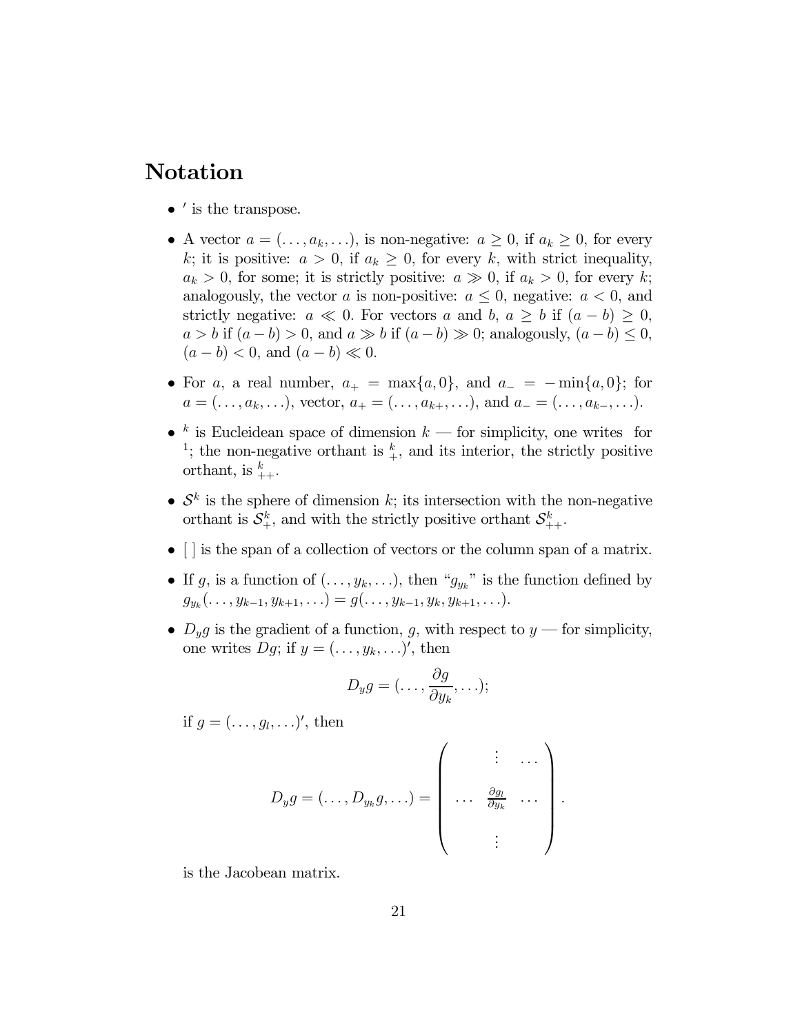# Notation

- $'$ is the transpose.

- A vector $a = (\ldots, a_k, \ldots)$, is non-negative: $a \geq 0$, if $a_k \geq 0$, for every $k$; it is positive: $a > 0$, if $a_k \geq 0$, for every $k$, with strict inequality, $a_k > 0$, for some; it is strictly positive: $a \gg 0$, if $a_k > 0$, for every $k$; analogously, the vector $a$ is non-positive: $a \leq 0$, negative: $a < 0$, and strictly negative: $a \ll 0$. For vectors $a$ and $b$, $a \geq b$ if $(a - b) \geq 0$, $a > b$ if $(a - b) > 0$, and $a \gg b$ if $(a - b) \gg 0$; analogously, $(a - b) \leq 0$, $(a - b) < 0$, and $(a - b) \ll 0$.

- For $a$, a real number, $a_+ = \max\{a, 0\}$, and $a_- = -\min\{a, 0\}$; for $a = (\ldots, a_k, \ldots)$, vector, $a_+ = (\ldots, a_{k+}, \ldots)$, and $a_- = (\ldots, a_{k-}, \ldots)$.

- $^k$ is Eucleidean space of dimension $k$ — for simplicity, one writes  for $^1$; the non-negative orthant is $^k_+$, and its interior, the strictly positive orthant, is $^k_{++}$.

- $\mathcal{S}^k$ is the sphere of dimension $k$; its intersection with the non-negative orthant is $\mathcal{S}^k_+$, and with the strictly positive orthant $\mathcal{S}^k_{++}$.

- [ ] is the span of a collection of vectors or the column span of a matrix.

- If $g$, is a function of $(\ldots, y_k, \ldots)$, then "$g_{y_k}$" is the function defined by $g_{y_k}(\ldots, y_{k-1}, y_{k+1}, \ldots) = g(\ldots, y_{k-1}, y_k, y_{k+1}, \ldots)$.

- $D_y g$ is the gradient of a function, $g$, with respect to $y$ — for simplicity, one writes $Dg$; if $y = (\ldots, y_k, \ldots)'$, then

$$D_y g = (\ldots, \frac{\partial g}{\partial y_k}, \ldots);$$

  if $g = (\ldots, g_l, \ldots)'$, then

$$D_y g = (\ldots, D_{y_k} g, \ldots) = \begin{pmatrix} & \vdots & \ldots \\ \ldots & \frac{\partial g_l}{\partial y_k} & \ldots \\ & \vdots & \end{pmatrix}.$$

  is the Jacobean matrix.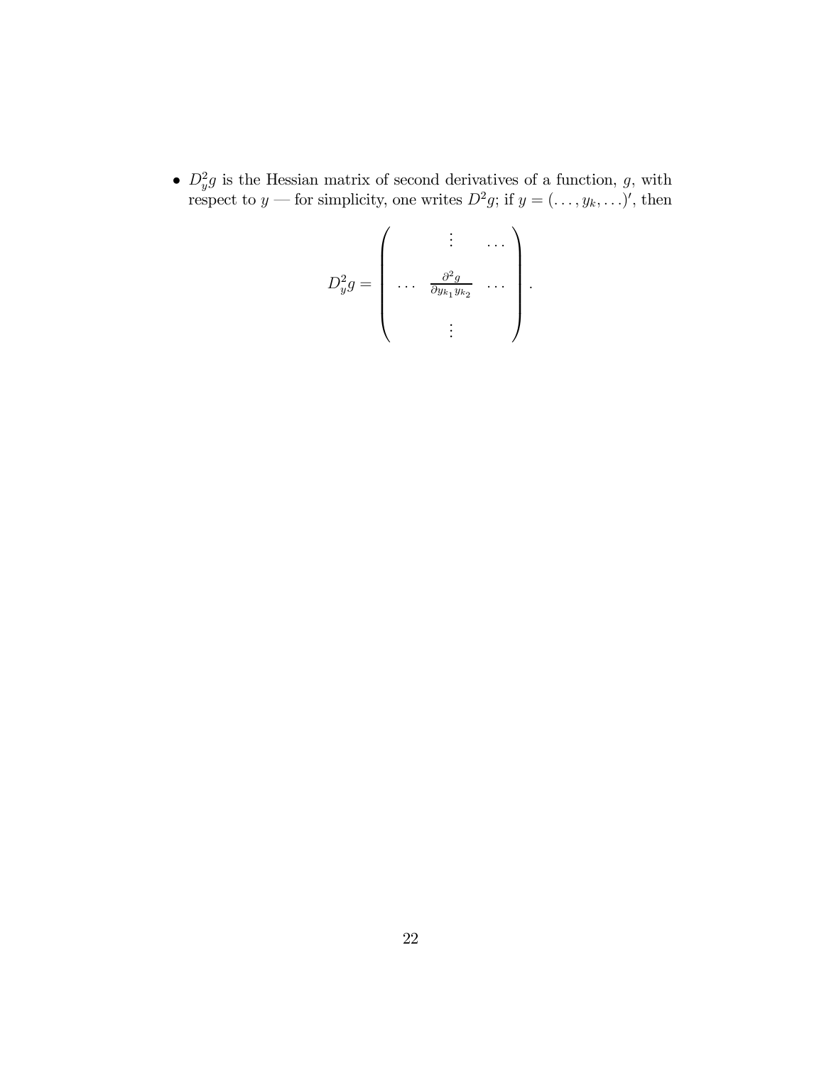- $D_y^2 g$ is the Hessian matrix of second derivatives of a function, $g$, with respect to $y$ — for simplicity, one writes $D^2 g$; if $y = (\ldots, y_k, \ldots)'$, then

$$D_y^2 g = \begin{pmatrix} & \vdots & \ldots \\ \ldots & \frac{\partial^2 g}{\partial y_{k_1} y_{k_2}} & \ldots \\ & \vdots & \end{pmatrix}.$$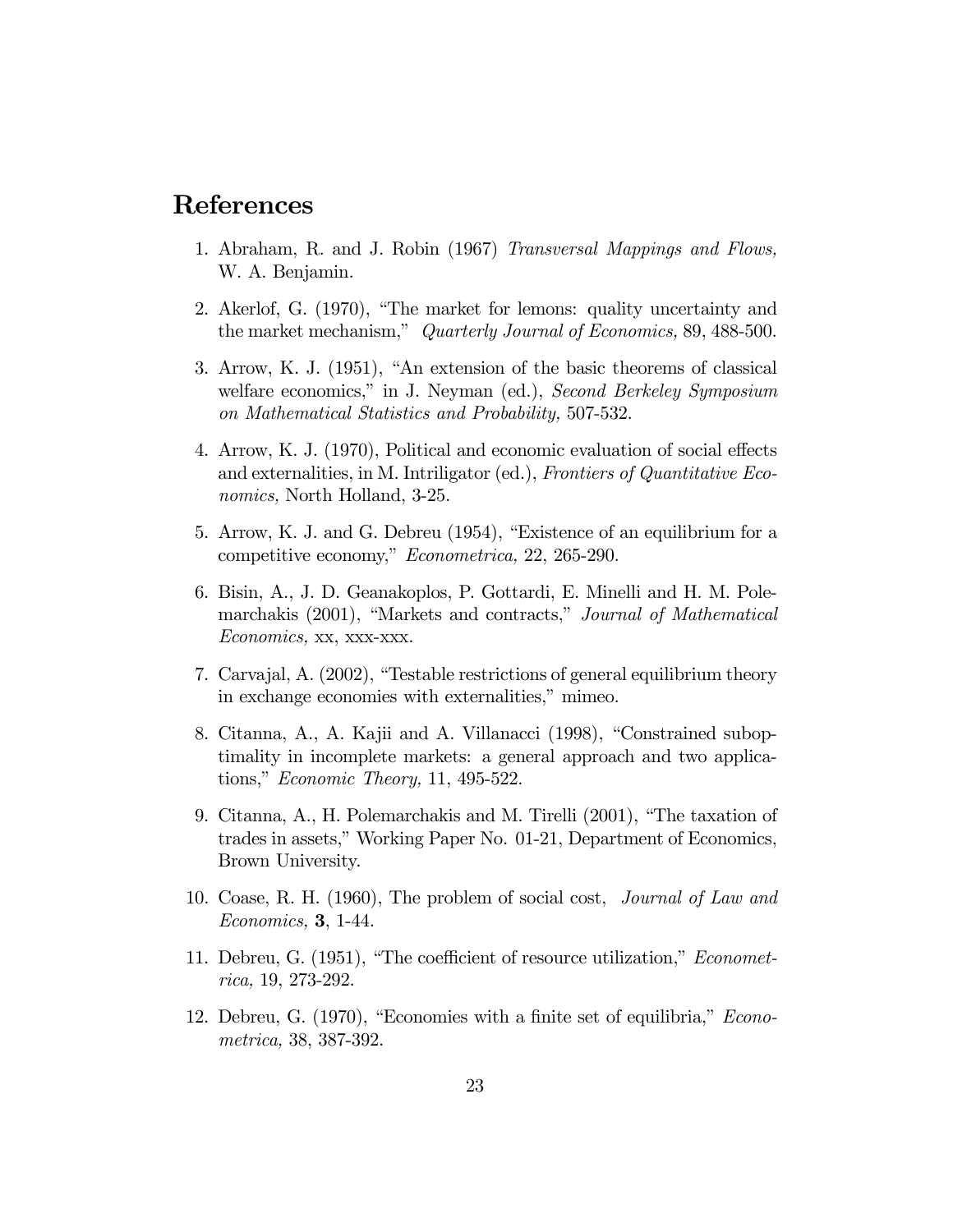## References

1. Abraham, R. and J. Robin (1967) *Transversal Mappings and Flows,* W. A. Benjamin.

2. Akerlof, G. (1970), "The market for lemons: quality uncertainty and the market mechanism," *Quarterly Journal of Economics,* 89, 488-500.

3. Arrow, K. J. (1951), "An extension of the basic theorems of classical welfare economics," in J. Neyman (ed.), *Second Berkeley Symposium on Mathematical Statistics and Probability,* 507-532.

4. Arrow, K. J. (1970), Political and economic evaluation of social effects and externalities, in M. Intriligator (ed.), *Frontiers of Quantitative Economics,* North Holland, 3-25.

5. Arrow, K. J. and G. Debreu (1954), "Existence of an equilibrium for a competitive economy," *Econometrica,* 22, 265-290.

6. Bisin, A., J. D. Geanakoplos, P. Gottardi, E. Minelli and H. M. Polemarchakis (2001), "Markets and contracts," *Journal of Mathematical Economics,* xx, xxx-xxx.

7. Carvajal, A. (2002), "Testable restrictions of general equilibrium theory in exchange economies with externalities," mimeo.

8. Citanna, A., A. Kajii and A. Villanacci (1998), "Constrained suboptimality in incomplete markets: a general approach and two applications," *Economic Theory,* 11, 495-522.

9. Citanna, A., H. Polemarchakis and M. Tirelli (2001), "The taxation of trades in assets," Working Paper No. 01-21, Department of Economics, Brown University.

10. Coase, R. H. (1960), The problem of social cost, *Journal of Law and Economics,* **3**, 1-44.

11. Debreu, G. (1951), "The coefficient of resource utilization," *Econometrica,* 19, 273-292.

12. Debreu, G. (1970), "Economies with a finite set of equilibria," *Econometrica,* 38, 387-392.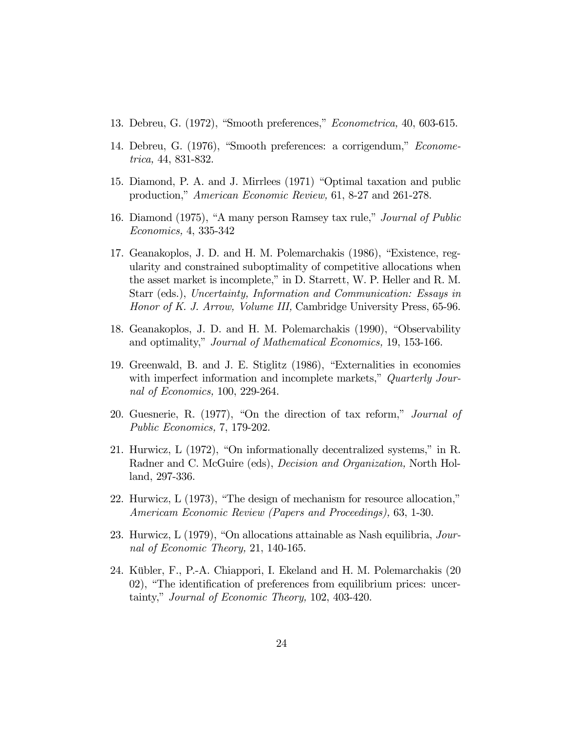13. Debreu, G. (1972), "Smooth preferences," *Econometrica,* 40, 603-615.

14. Debreu, G. (1976), "Smooth preferences: a corrigendum," *Econometrica,* 44, 831-832.

15. Diamond, P. A. and J. Mirrlees (1971) "Optimal taxation and public production," *American Economic Review,* 61, 8-27 and 261-278.

16. Diamond (1975), "A many person Ramsey tax rule," *Journal of Public Economics,* 4, 335-342

17. Geanakoplos, J. D. and H. M. Polemarchakis (1986), "Existence, regularity and constrained suboptimality of competitive allocations when the asset market is incomplete," in D. Starrett, W. P. Heller and R. M. Starr (eds.), *Uncertainty, Information and Communication: Essays in Honor of K. J. Arrow, Volume III,* Cambridge University Press, 65-96.

18. Geanakoplos, J. D. and H. M. Polemarchakis (1990), "Observability and optimality," *Journal of Mathematical Economics,* 19, 153-166.

19. Greenwald, B. and J. E. Stiglitz (1986), "Externalities in economies with imperfect information and incomplete markets," *Quarterly Journal of Economics,* 100, 229-264.

20. Guesnerie, R. (1977), "On the direction of tax reform," *Journal of Public Economics,* 7, 179-202.

21. Hurwicz, L (1972), "On informationally decentralized systems," in R. Radner and C. McGuire (eds), *Decision and Organization,* North Holland, 297-336.

22. Hurwicz, L (1973), "The design of mechanism for resource allocation," *Americam Economic Review (Papers and Proceedings),* 63, 1-30.

23. Hurwicz, L (1979), "On allocations attainable as Nash equilibria, *Journal of Economic Theory,* 21, 140-165.

24. Kübler, F., P.-A. Chiappori, I. Ekeland and H. M. Polemarchakis (20 02), "The identification of preferences from equilibrium prices: uncertainty," *Journal of Economic Theory,* 102, 403-420.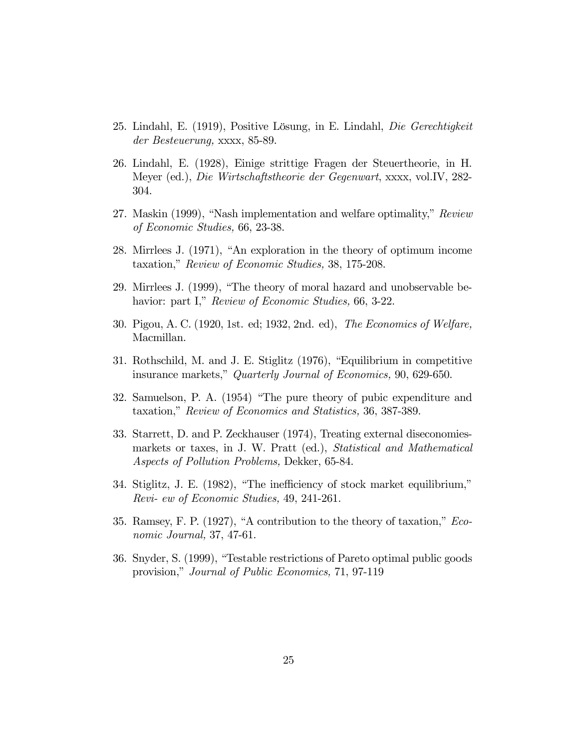25. Lindahl, E. (1919), Positive Lösung, in E. Lindahl, *Die Gerechtigkeit der Besteuerung,* xxxx, 85-89.

26. Lindahl, E. (1928), Einige strittige Fragen der Steuertheorie, in H. Meyer (ed.), *Die Wirtschaftstheorie der Gegenwart*, xxxx, vol.IV, 282-304.

27. Maskin (1999), "Nash implementation and welfare optimality," *Review of Economic Studies,* 66, 23-38.

28. Mirrlees J. (1971), "An exploration in the theory of optimum income taxation," *Review of Economic Studies,* 38, 175-208.

29. Mirrlees J. (1999), "The theory of moral hazard and unobservable behavior: part I," *Review of Economic Studies,* 66, 3-22.

30. Pigou, A. C. (1920, 1st. ed; 1932, 2nd. ed), *The Economics of Welfare,* Macmillan.

31. Rothschild, M. and J. E. Stiglitz (1976), "Equilibrium in competitive insurance markets," *Quarterly Journal of Economics,* 90, 629-650.

32. Samuelson, P. A. (1954) "The pure theory of pubic expenditure and taxation," *Review of Economics and Statistics,* 36, 387-389.

33. Starrett, D. and P. Zeckhauser (1974), Treating external diseconomies-markets or taxes, in J. W. Pratt (ed.), *Statistical and Mathematical Aspects of Pollution Problems,* Dekker, 65-84.

34. Stiglitz, J. E. (1982), "The inefficiency of stock market equilibrium," *Revi- ew of Economic Studies,* 49, 241-261.

35. Ramsey, F. P. (1927), "A contribution to the theory of taxation," *Economic Journal,* 37, 47-61.

36. Snyder, S. (1999), "Testable restrictions of Pareto optimal public goods provision," *Journal of Public Economics,* 71, 97-119